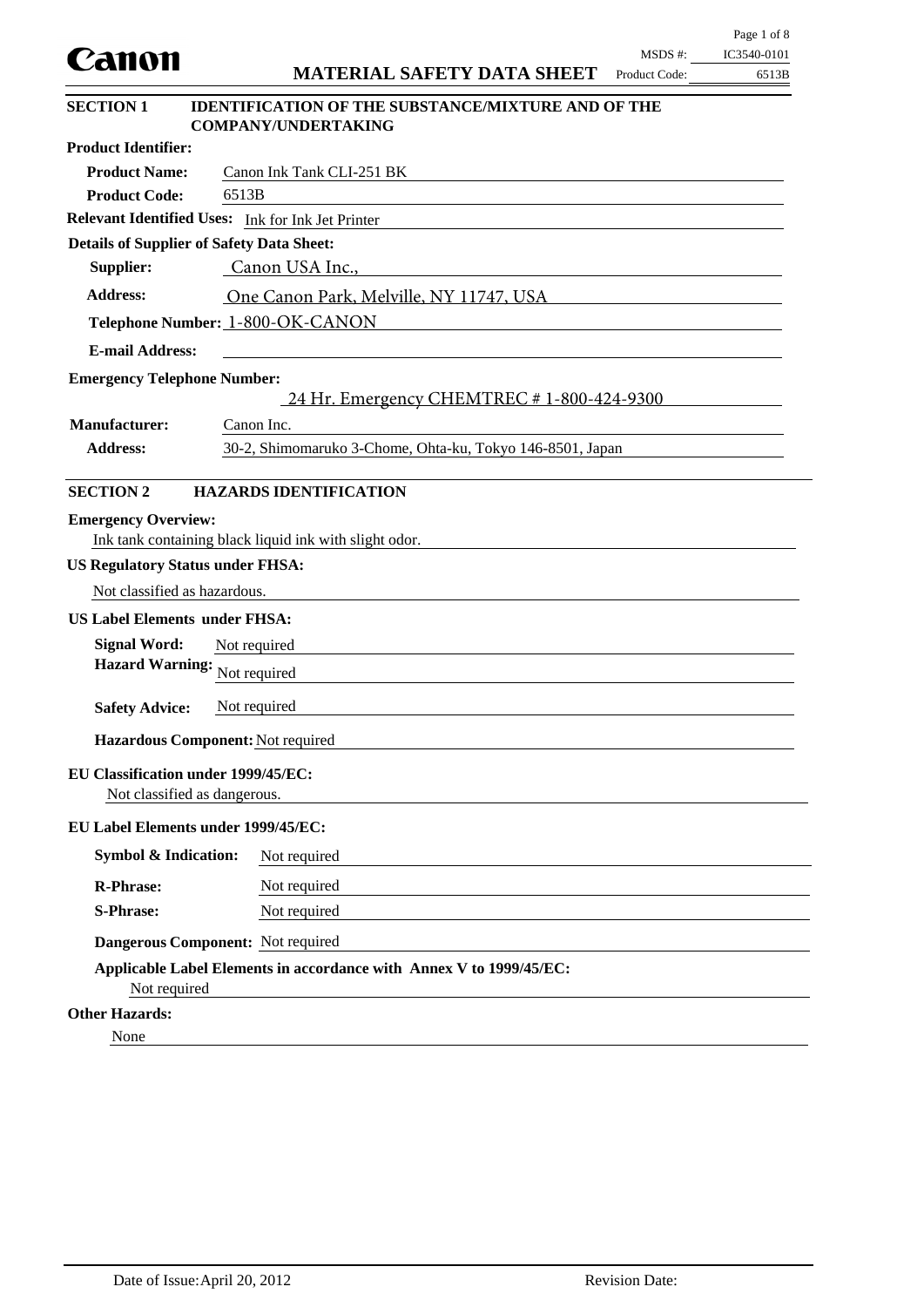# MATERIAL SAFETY DATA SHEET

MSDS #: IC3540-0101
Product Code: 6513B

## SECTION 1 IDENTIFICATION OF THE SUBSTANCE/MIXTURE AND OF THE COMPANY/UNDERTAKING

**Product Identifier:**

**Product Name:** Canon Ink Tank CLI-251 BK

**Product Code:** 6513B

**Relevant Identified Uses:** Ink for Ink Jet Printer

**Details of Supplier of Safety Data Sheet:**

**Supplier:** Canon USA Inc.,

**Address:** One Canon Park, Melville, NY 11747, USA

**Telephone Number:** 1-800-OK-CANON

**E-mail Address:**

**Emergency Telephone Number:**

24 Hr. Emergency CHEMTREC # 1-800-424-9300

**Manufacturer:** Canon Inc.

**Address:** 30-2, Shimomaruko 3-Chome, Ohta-ku, Tokyo 146-8501, Japan

## SECTION 2 HAZARDS IDENTIFICATION

**Emergency Overview:**

Ink tank containing black liquid ink with slight odor.

**US Regulatory Status under FHSA:**

Not classified as hazardous.

**US Label Elements under FHSA:**

**Signal Word:** Not required

**Hazard Warning:** Not required

**Safety Advice:** Not required

**Hazardous Component:** Not required

**EU Classification under 1999/45/EC:**

Not classified as dangerous.

**EU Label Elements under 1999/45/EC:**

**Symbol & Indication:** Not required

**R-Phrase:** Not required

**S-Phrase:** Not required

**Dangerous Component:** Not required

**Applicable Label Elements in accordance with Annex V to 1999/45/EC:**

Not required

**Other Hazards:**

None

Date of Issue: April 20, 2012 Revision Date: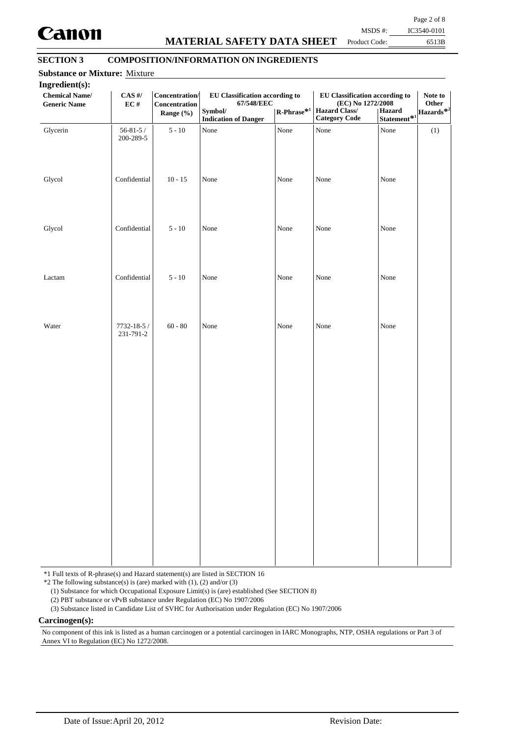## SECTION 3 COMPOSITION/INFORMATION ON INGREDIENTS

**Substance or Mixture:** Mixture

**Ingredient(s):**

| Chemical Name/ Generic Name | CAS #/ EC # | Concentration/ Concentration Range (%) | EU Classification according to 67/548/EEC | | EU Classification according to (EC) No 1272/2008 | | Note to Other Hazards*2 |
|---|---|---|---|---|---|---|---|
| | | | Symbol/ Indication of Danger | R-Phrase*1 | Hazard Class/ Category Code | Hazard Statement*1 | |
| Glycerin | 56-81-5 / 200-289-5 | 5 - 10 | None | None | None | None | (1) |
| Glycol | Confidential | 10 - 15 | None | None | None | None | |
| Glycol | Confidential | 5 - 10 | None | None | None | None | |
| Lactam | Confidential | 5 - 10 | None | None | None | None | |
| Water | 7732-18-5 / 231-791-2 | 60 - 80 | None | None | None | None | |

*1 Full texts of R-phrase(s) and Hazard statement(s) are listed in SECTION 16

*2 The following substance(s) is (are) marked with (1), (2) and/or (3)

(1) Substance for which Occupational Exposure Limit(s) is (are) established (See SECTION 8)

(2) PBT substance or vPvB substance under Regulation (EC) No 1907/2006

(3) Substance listed in Candidate List of SVHC for Authorisation under Regulation (EC) No 1907/2006

**Carcinogen(s):**

No component of this ink is listed as a human carcinogen or a potential carcinogen in IARC Monographs, NTP, OSHA regulations or Part 3 of Annex VI to Regulation (EC) No 1272/2008.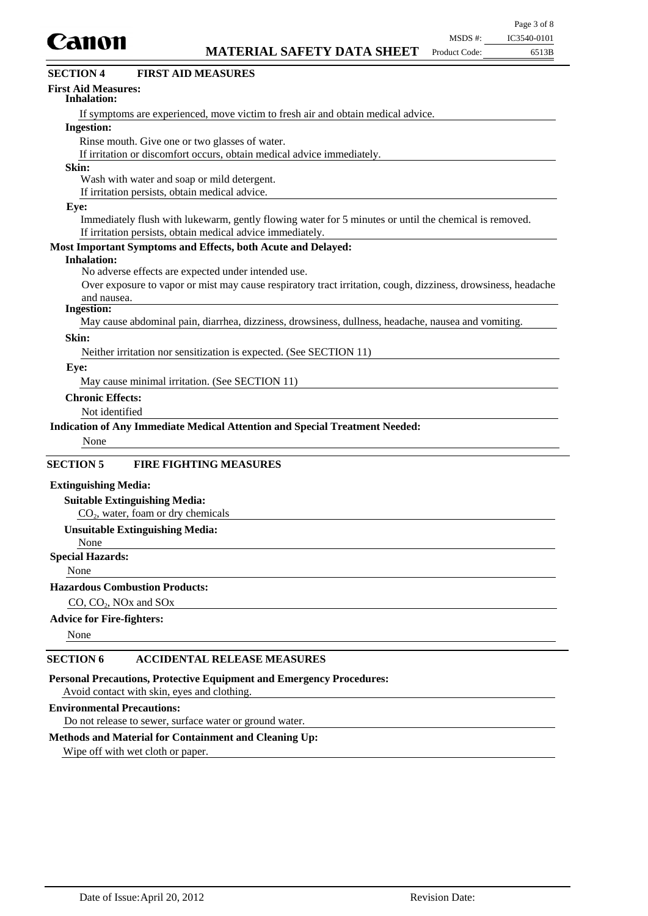## SECTION 4 FIRST AID MEASURES

**First Aid Measures:**

**Inhalation:**

If symptoms are experienced, move victim to fresh air and obtain medical advice.

**Ingestion:**

Rinse mouth. Give one or two glasses of water.
If irritation or discomfort occurs, obtain medical advice immediately.

**Skin:**

Wash with water and soap or mild detergent.
If irritation persists, obtain medical advice.

**Eye:**

Immediately flush with lukewarm, gently flowing water for 5 minutes or until the chemical is removed.
If irritation persists, obtain medical advice immediately.

**Most Important Symptoms and Effects, both Acute and Delayed:**

**Inhalation:**

No adverse effects are expected under intended use.
Over exposure to vapor or mist may cause respiratory tract irritation, cough, dizziness, drowsiness, headache and nausea.

**Ingestion:**

May cause abdominal pain, diarrhea, dizziness, drowsiness, dullness, headache, nausea and vomiting.

**Skin:**

Neither irritation nor sensitization is expected. (See SECTION 11)

**Eye:**

May cause minimal irritation. (See SECTION 11)

**Chronic Effects:**

Not identified

**Indication of Any Immediate Medical Attention and Special Treatment Needed:**

None

## SECTION 5 FIRE FIGHTING MEASURES

**Extinguishing Media:**

**Suitable Extinguishing Media:**

$CO_2$, water, foam or dry chemicals

**Unsuitable Extinguishing Media:**

None

**Special Hazards:**

None

**Hazardous Combustion Products:**

CO, $CO_2$, NOx and SOx

**Advice for Fire-fighters:**

None

## SECTION 6 ACCIDENTAL RELEASE MEASURES

**Personal Precautions, Protective Equipment and Emergency Procedures:**

Avoid contact with skin, eyes and clothing.

**Environmental Precautions:**

Do not release to sewer, surface water or ground water.

**Methods and Material for Containment and Cleaning Up:**

Wipe off with wet cloth or paper.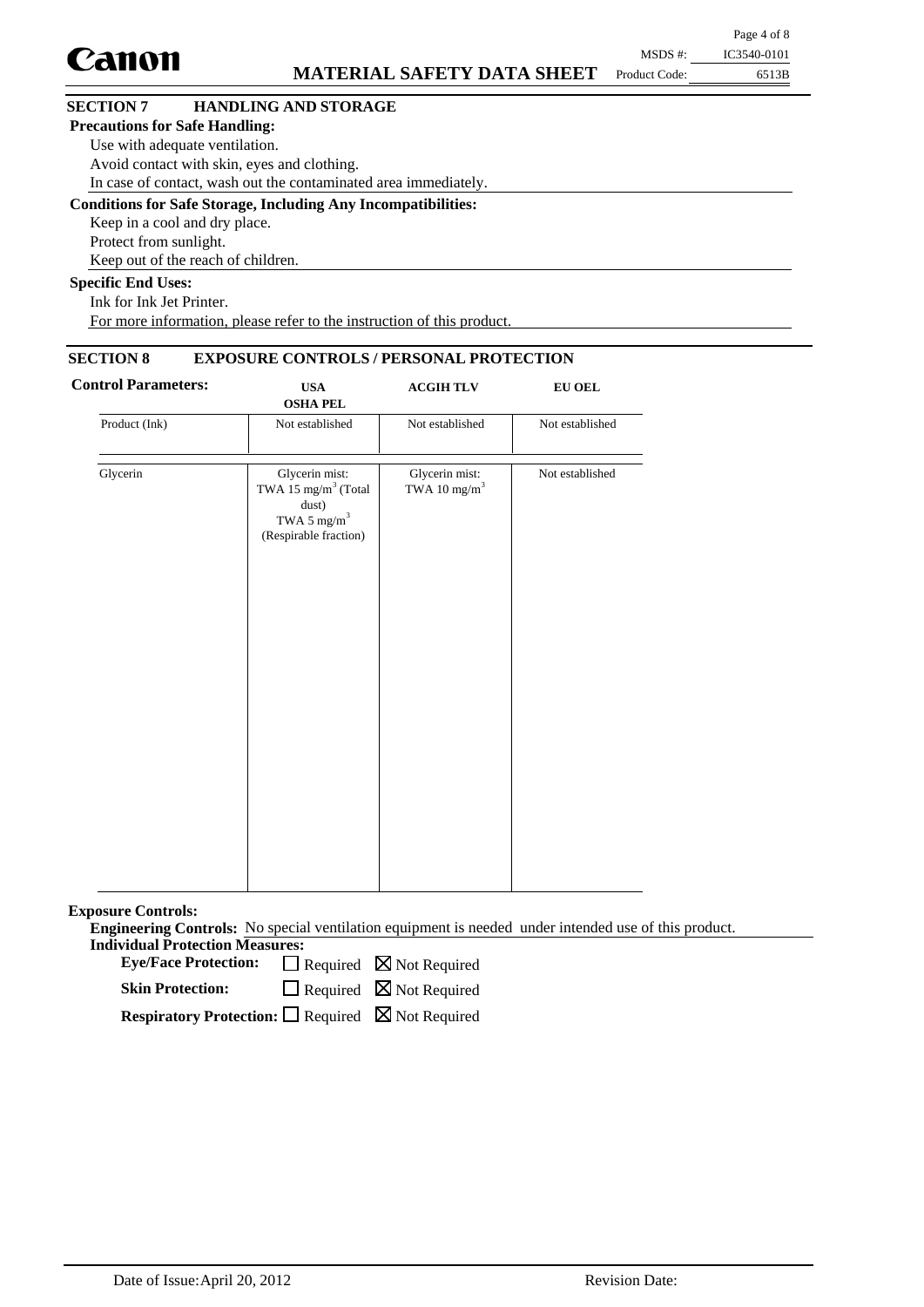## SECTION 7 HANDLING AND STORAGE

**Precautions for Safe Handling:**

Use with adequate ventilation.
Avoid contact with skin, eyes and clothing.
In case of contact, wash out the contaminated area immediately.

**Conditions for Safe Storage, Including Any Incompatibilities:**

Keep in a cool and dry place.
Protect from sunlight.
Keep out of the reach of children.

**Specific End Uses:**

Ink for Ink Jet Printer.
For more information, please refer to the instruction of this product.

## SECTION 8 EXPOSURE CONTROLS / PERSONAL PROTECTION

**Control Parameters:**

| | USA OSHA PEL | ACGIH TLV | EU OEL |
|---|---|---|---|
| Product (Ink) | Not established | Not established | Not established |
| Glycerin | Glycerin mist: TWA 15 mg/m$^3$ (Total dust) TWA 5 mg/m$^3$ (Respirable fraction) | Glycerin mist: TWA 10 mg/m$^3$ | Not established |

**Exposure Controls:**

**Engineering Controls:** No special ventilation equipment is needed under intended use of this product.

**Individual Protection Measures:**

**Eye/Face Protection:** ☐ Required ☒ Not Required

**Skin Protection:** ☐ Required ☒ Not Required

**Respiratory Protection:** ☐ Required ☒ Not Required

Date of Issue: April 20, 2012 Revision Date: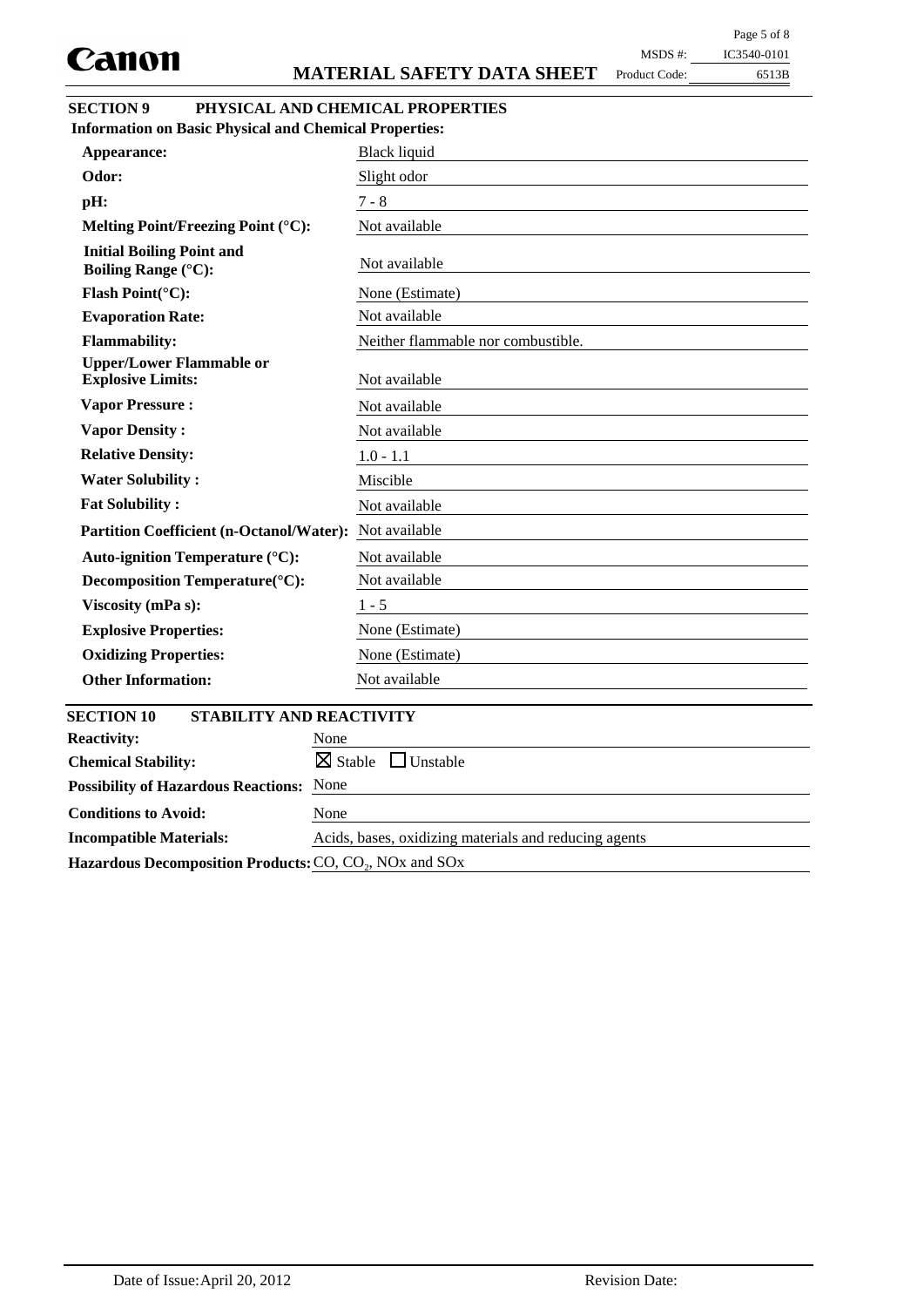## SECTION 9 PHYSICAL AND CHEMICAL PROPERTIES

**Information on Basic Physical and Chemical Properties:**

| Property | Value |
|---|---|
| **Appearance:** | Black liquid |
| **Odor:** | Slight odor |
| **pH:** | 7 - 8 |
| **Melting Point/Freezing Point (°C):** | Not available |
| **Initial Boiling Point and Boiling Range (°C):** | Not available |
| **Flash Point(°C):** | None (Estimate) |
| **Evaporation Rate:** | Not available |
| **Flammability:** | Neither flammable nor combustible. |
| **Upper/Lower Flammable or Explosive Limits:** | Not available |
| **Vapor Pressure :** | Not available |
| **Vapor Density :** | Not available |
| **Relative Density:** | 1.0 - 1.1 |
| **Water Solubility :** | Miscible |
| **Fat Solubility :** | Not available |
| **Partition Coefficient (n-Octanol/Water):** | Not available |
| **Auto-ignition Temperature (°C):** | Not available |
| **Decomposition Temperature(°C):** | Not available |
| **Viscosity (mPa s):** | 1 - 5 |
| **Explosive Properties:** | None (Estimate) |
| **Oxidizing Properties:** | None (Estimate) |
| **Other Information:** | Not available |

## SECTION 10 STABILITY AND REACTIVITY

| Property | Value |
|---|---|
| **Reactivity:** | None |
| **Chemical Stability:** | ☒ Stable ☐ Unstable |
| **Possibility of Hazardous Reactions:** | None |
| **Conditions to Avoid:** | None |
| **Incompatible Materials:** | Acids, bases, oxidizing materials and reducing agents |
| **Hazardous Decomposition Products:** | CO, $CO_2$, NOx and SOx |

Date of Issue: April 20, 2012 Revision Date: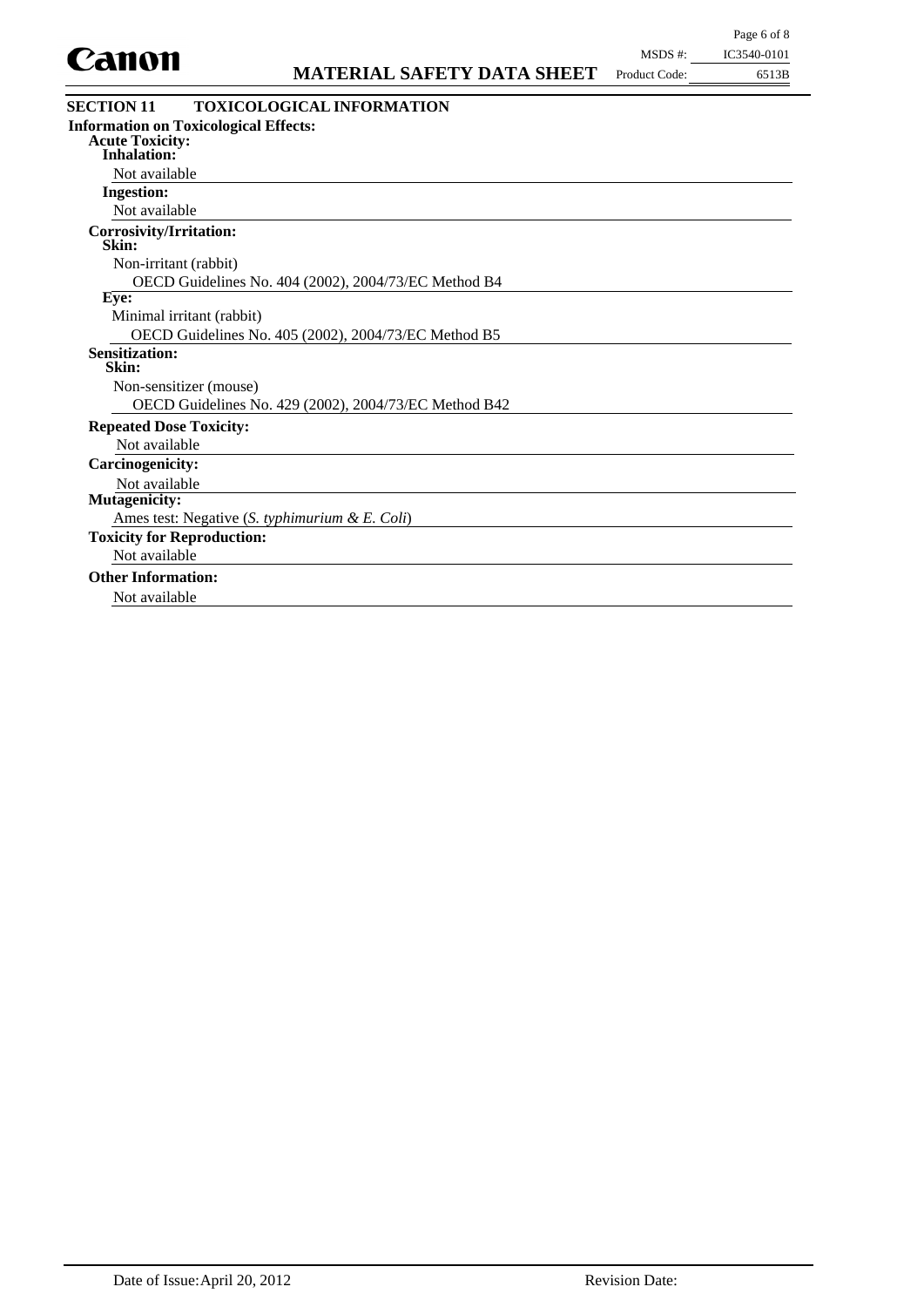## SECTION 11 TOXICOLOGICAL INFORMATION

**Information on Toxicological Effects:**

**Acute Toxicity:**

**Inhalation:**

Not available

**Ingestion:**

Not available

**Corrosivity/Irritation:**

**Skin:**

Non-irritant (rabbit)

OECD Guidelines No. 404 (2002), 2004/73/EC Method B4

**Eye:**

Minimal irritant (rabbit)

OECD Guidelines No. 405 (2002), 2004/73/EC Method B5

**Sensitization:**

**Skin:**

Non-sensitizer (mouse)

OECD Guidelines No. 429 (2002), 2004/73/EC Method B42

**Repeated Dose Toxicity:**

Not available

**Carcinogenicity:**

Not available

**Mutagenicity:**

Ames test: Negative (*S. typhimurium & E. Coli*)

**Toxicity for Reproduction:**

Not available

**Other Information:**

Not available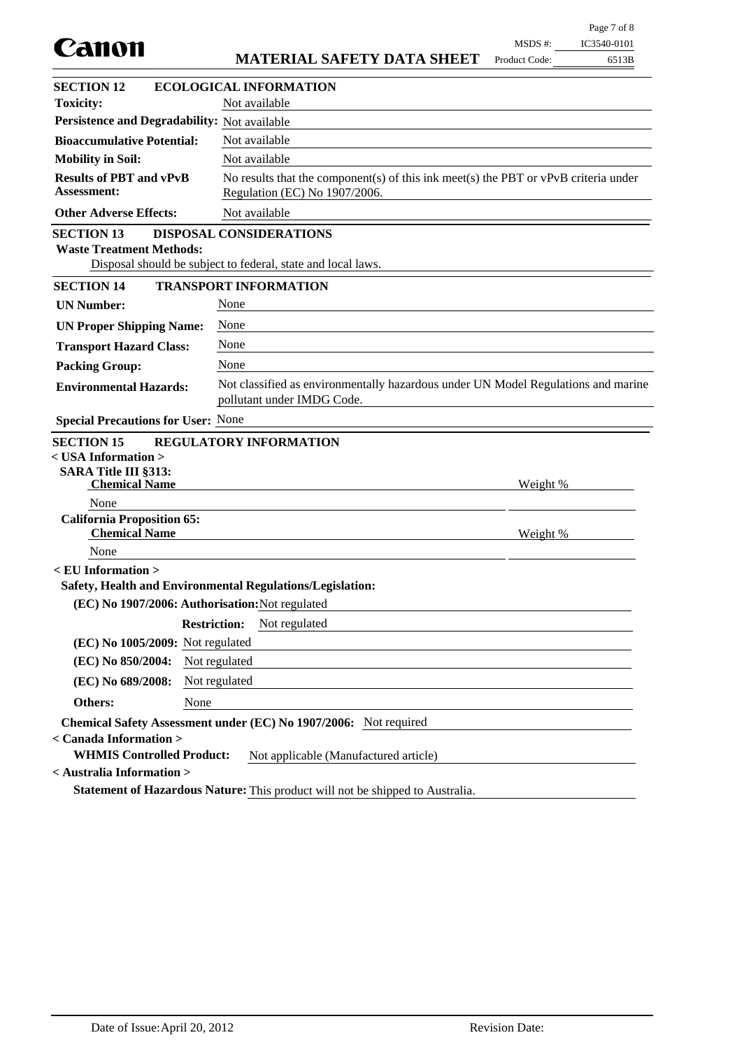## SECTION 12 ECOLOGICAL INFORMATION

| | |
|---|---|
| **Toxicity:** | Not available |
| **Persistence and Degradability:** | Not available |
| **Bioaccumulative Potential:** | Not available |
| **Mobility in Soil:** | Not available |
| **Results of PBT and vPvB Assessment:** | No results that the component(s) of this ink meet(s) the PBT or vPvB criteria under Regulation (EC) No 1907/2006. |
| **Other Adverse Effects:** | Not available |

## SECTION 13 DISPOSAL CONSIDERATIONS

**Waste Treatment Methods:**

Disposal should be subject to federal, state and local laws.

## SECTION 14 TRANSPORT INFORMATION

| | |
|---|---|
| **UN Number:** | None |
| **UN Proper Shipping Name:** | None |
| **Transport Hazard Class:** | None |
| **Packing Group:** | None |
| **Environmental Hazards:** | Not classified as environmentally hazardous under UN Model Regulations and marine pollutant under IMDG Code. |
| **Special Precautions for User:** | None |

## SECTION 15 REGULATORY INFORMATION

**< USA Information >**

**SARA Title III §313:**

| Chemical Name | Weight % |
|---|---|
| None | |

**California Proposition 65:**

| Chemical Name | Weight % |
|---|---|
| None | |

**< EU Information >**

**Safety, Health and Environmental Regulations/Legislation:**

**(EC) No 1907/2006: Authorisation:** Not regulated

**Restriction:** Not regulated

**(EC) No 1005/2009:** Not regulated

**(EC) No 850/2004:** Not regulated

**(EC) No 689/2008:** Not regulated

**Others:** None

**Chemical Safety Assessment under (EC) No 1907/2006:** Not required

**< Canada Information >**

**WHMIS Controlled Product:** Not applicable (Manufactured article)

**< Australia Information >**

**Statement of Hazardous Nature:** This product will not be shipped to Australia.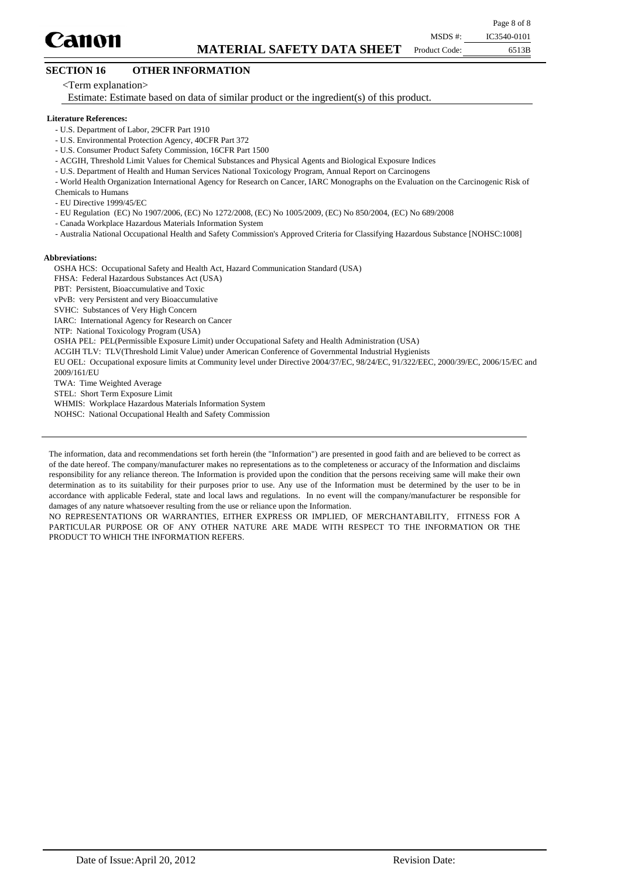## SECTION 16 OTHER INFORMATION

<Term explanation>

Estimate: Estimate based on data of similar product or the ingredient(s) of this product.

**Literature References:**

- U.S. Department of Labor, 29CFR Part 1910
- U.S. Environmental Protection Agency, 40CFR Part 372
- U.S. Consumer Product Safety Commission, 16CFR Part 1500
- ACGIH, Threshold Limit Values for Chemical Substances and Physical Agents and Biological Exposure Indices
- U.S. Department of Health and Human Services National Toxicology Program, Annual Report on Carcinogens
- World Health Organization International Agency for Research on Cancer, IARC Monographs on the Evaluation on the Carcinogenic Risk of Chemicals to Humans
- EU Directive 1999/45/EC
- EU Regulation (EC) No 1907/2006, (EC) No 1272/2008, (EC) No 1005/2009, (EC) No 850/2004, (EC) No 689/2008
- Canada Workplace Hazardous Materials Information System
- Australia National Occupational Health and Safety Commission's Approved Criteria for Classifying Hazardous Substance [NOHSC:1008]

**Abbreviations:**

OSHA HCS: Occupational Safety and Health Act, Hazard Communication Standard (USA)
FHSA: Federal Hazardous Substances Act (USA)
PBT: Persistent, Bioaccumulative and Toxic
vPvB: very Persistent and very Bioaccumulative
SVHC: Substances of Very High Concern
IARC: International Agency for Research on Cancer
NTP: National Toxicology Program (USA)
OSHA PEL: PEL(Permissible Exposure Limit) under Occupational Safety and Health Administration (USA)
ACGIH TLV: TLV(Threshold Limit Value) under American Conference of Governmental Industrial Hygienists
EU OEL: Occupational exposure limits at Community level under Directive 2004/37/EC, 98/24/EC, 91/322/EEC, 2000/39/EC, 2006/15/EC and 2009/161/EU
TWA: Time Weighted Average
STEL: Short Term Exposure Limit
WHMIS: Workplace Hazardous Materials Information System
NOHSC: National Occupational Health and Safety Commission

---

The information, data and recommendations set forth herein (the "Information") are presented in good faith and are believed to be correct as of the date hereof. The company/manufacturer makes no representations as to the completeness or accuracy of the Information and disclaims responsibility for any reliance thereon. The Information is provided upon the condition that the persons receiving same will make their own determination as to its suitability for their purposes prior to use. Any use of the Information must be determined by the user to be in accordance with applicable Federal, state and local laws and regulations. In no event will the company/manufacturer be responsible for damages of any nature whatsoever resulting from the use or reliance upon the Information.

NO REPRESENTATIONS OR WARRANTIES, EITHER EXPRESS OR IMPLIED, OF MERCHANTABILITY, FITNESS FOR A PARTICULAR PURPOSE OR OF ANY OTHER NATURE ARE MADE WITH RESPECT TO THE INFORMATION OR THE PRODUCT TO WHICH THE INFORMATION REFERS.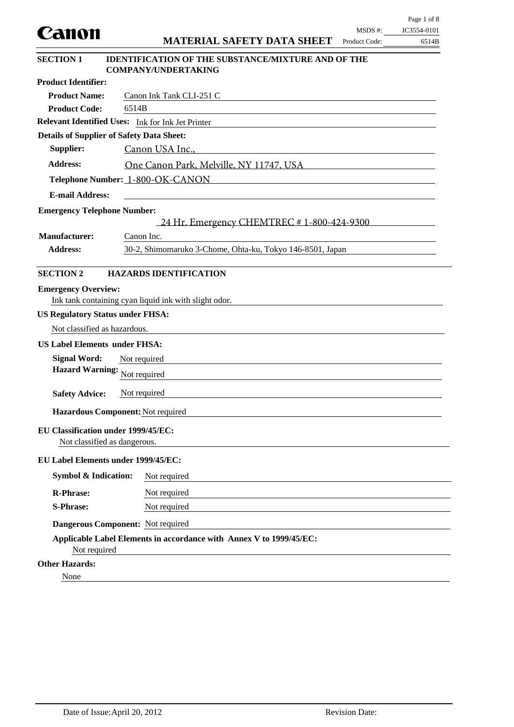# Canon

## MATERIAL SAFETY DATA SHEET

MSDS #: IC3554-0101
Product Code: 6514B

## SECTION 1 IDENTIFICATION OF THE SUBSTANCE/MIXTURE AND OF THE COMPANY/UNDERTAKING

**Product Identifier:**

**Product Name:** Canon Ink Tank CLI-251 C

**Product Code:** 6514B

**Relevant Identified Uses:** Ink for Ink Jet Printer

**Details of Supplier of Safety Data Sheet:**

**Supplier:** Canon USA Inc.,

**Address:** One Canon Park, Melville, NY 11747, USA

**Telephone Number:** 1-800-OK-CANON

**E-mail Address:**

**Emergency Telephone Number:**

24 Hr. Emergency CHEMTREC # 1-800-424-9300

**Manufacturer:** Canon Inc.

**Address:** 30-2, Shimomaruko 3-Chome, Ohta-ku, Tokyo 146-8501, Japan

## SECTION 2 HAZARDS IDENTIFICATION

**Emergency Overview:**

Ink tank containing cyan liquid ink with slight odor.

**US Regulatory Status under FHSA:**

Not classified as hazardous.

**US Label Elements under FHSA:**

**Signal Word:** Not required

**Hazard Warning:** Not required

**Safety Advice:** Not required

**Hazardous Component:** Not required

**EU Classification under 1999/45/EC:**

Not classified as dangerous.

**EU Label Elements under 1999/45/EC:**

**Symbol & Indication:** Not required

**R-Phrase:** Not required

**S-Phrase:** Not required

**Dangerous Component:** Not required

**Applicable Label Elements in accordance with Annex V to 1999/45/EC:**

Not required

**Other Hazards:**

None

Date of Issue: April 20, 2012 Revision Date: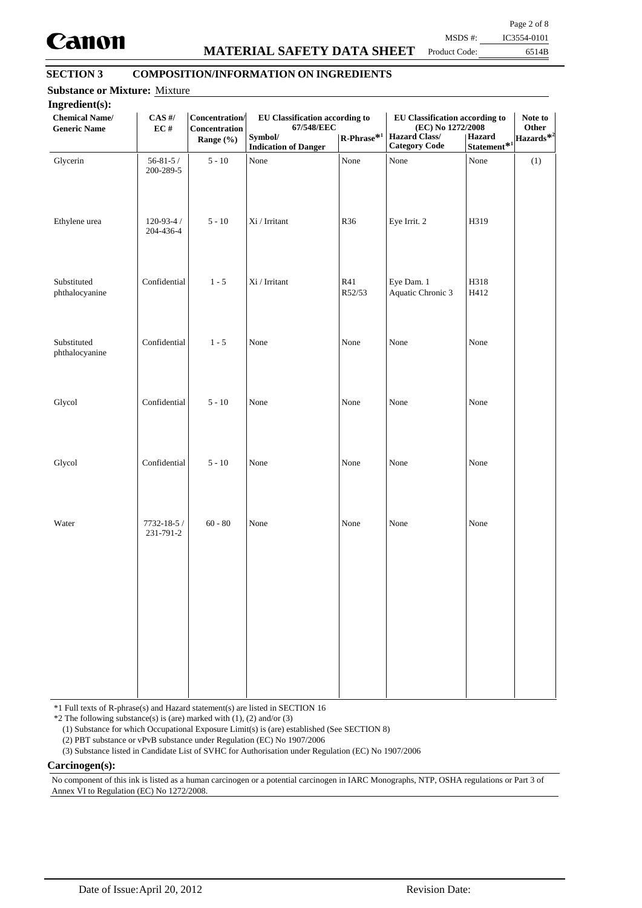## SECTION 3 COMPOSITION/INFORMATION ON INGREDIENTS

**Substance or Mixture:** Mixture

**Ingredient(s):**

| Chemical Name/ Generic Name | CAS #/ EC # | Concentration/ Concentration Range (%) | EU Classification according to 67/548/EEC | | EU Classification according to (EC) No 1272/2008 | | Note to Other Hazards*2 |
|---|---|---|---|---|---|---|---|
| | | | Symbol/ Indication of Danger | R-Phrase*1 | Hazard Class/ Category Code | Hazard Statement*1 | |
| Glycerin | 56-81-5 / 200-289-5 | 5 - 10 | None | None | None | None | (1) |
| Ethylene urea | 120-93-4 / 204-436-4 | 5 - 10 | Xi / Irritant | R36 | Eye Irrit. 2 | H319 | |
| Substituted phthalocyanine | Confidential | 1 - 5 | Xi / Irritant | R41 R52/53 | Eye Dam. 1 Aquatic Chronic 3 | H318 H412 | |
| Substituted phthalocyanine | Confidential | 1 - 5 | None | None | None | None | |
| Glycol | Confidential | 5 - 10 | None | None | None | None | |
| Glycol | Confidential | 5 - 10 | None | None | None | None | |
| Water | 7732-18-5 / 231-791-2 | 60 - 80 | None | None | None | None | |

*1 Full texts of R-phrase(s) and Hazard statement(s) are listed in SECTION 16

*2 The following substance(s) is (are) marked with (1), (2) and/or (3)

(1) Substance for which Occupational Exposure Limit(s) is (are) established (See SECTION 8)

(2) PBT substance or vPvB substance under Regulation (EC) No 1907/2006

(3) Substance listed in Candidate List of SVHC for Authorisation under Regulation (EC) No 1907/2006

**Carcinogen(s):**

No component of this ink is listed as a human carcinogen or a potential carcinogen in IARC Monographs, NTP, OSHA regulations or Part 3 of Annex VI to Regulation (EC) No 1272/2008.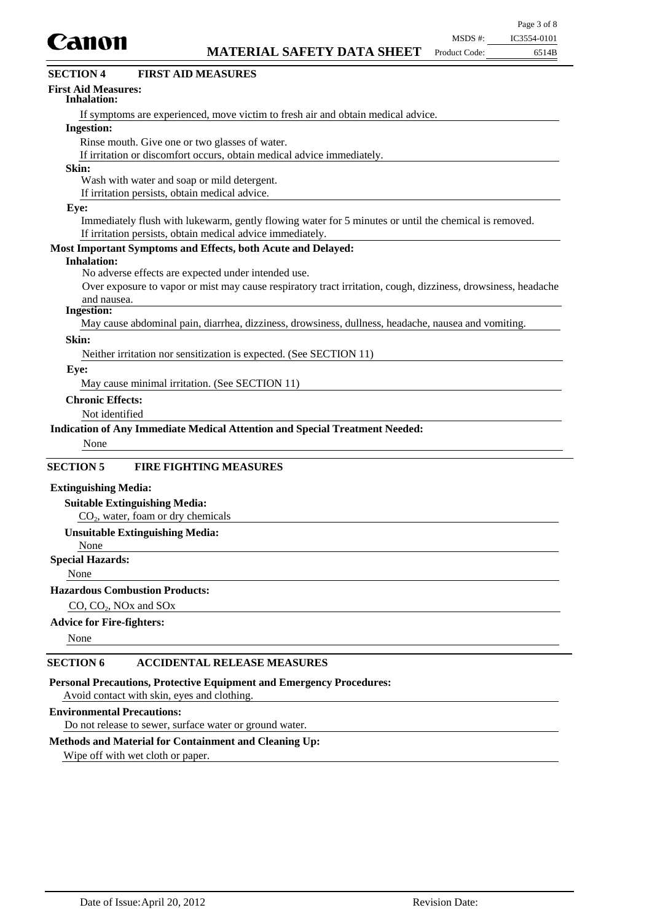## SECTION 4 FIRST AID MEASURES

**First Aid Measures:**

**Inhalation:**

If symptoms are experienced, move victim to fresh air and obtain medical advice.

**Ingestion:**

Rinse mouth. Give one or two glasses of water.
If irritation or discomfort occurs, obtain medical advice immediately.

**Skin:**

Wash with water and soap or mild detergent.
If irritation persists, obtain medical advice.

**Eye:**

Immediately flush with lukewarm, gently flowing water for 5 minutes or until the chemical is removed.
If irritation persists, obtain medical advice immediately.

**Most Important Symptoms and Effects, both Acute and Delayed:**

**Inhalation:**

No adverse effects are expected under intended use.
Over exposure to vapor or mist may cause respiratory tract irritation, cough, dizziness, drowsiness, headache and nausea.

**Ingestion:**

May cause abdominal pain, diarrhea, dizziness, drowsiness, dullness, headache, nausea and vomiting.

**Skin:**

Neither irritation nor sensitization is expected. (See SECTION 11)

**Eye:**

May cause minimal irritation. (See SECTION 11)

**Chronic Effects:**

Not identified

**Indication of Any Immediate Medical Attention and Special Treatment Needed:**

None

## SECTION 5 FIRE FIGHTING MEASURES

**Extinguishing Media:**

**Suitable Extinguishing Media:**

$CO_2$, water, foam or dry chemicals

**Unsuitable Extinguishing Media:**

None

**Special Hazards:**

None

**Hazardous Combustion Products:**

CO, $CO_2$, NOx and SOx

**Advice for Fire-fighters:**

None

## SECTION 6 ACCIDENTAL RELEASE MEASURES

**Personal Precautions, Protective Equipment and Emergency Procedures:**

Avoid contact with skin, eyes and clothing.

**Environmental Precautions:**

Do not release to sewer, surface water or ground water.

**Methods and Material for Containment and Cleaning Up:**

Wipe off with wet cloth or paper.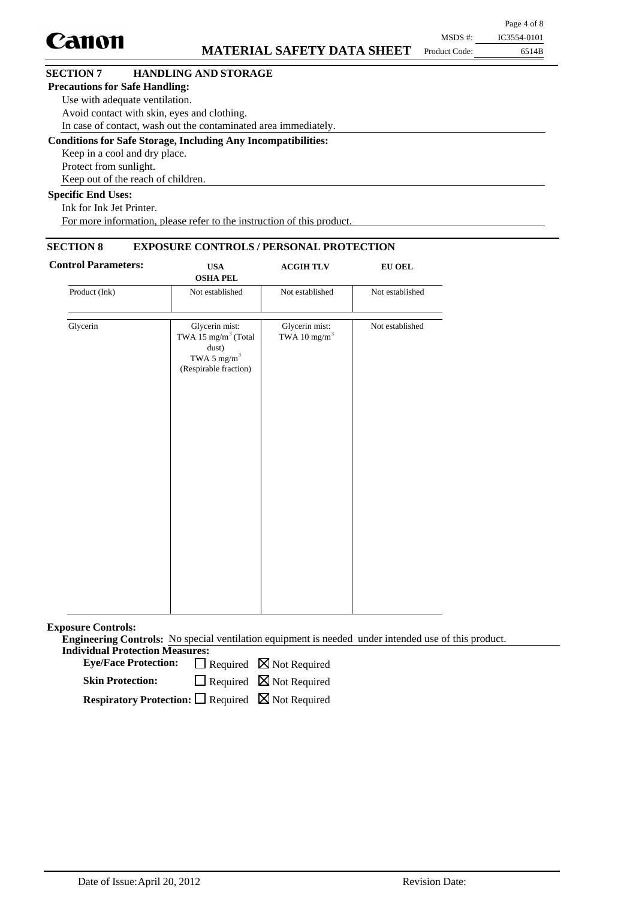## SECTION 7 HANDLING AND STORAGE

**Precautions for Safe Handling:**

Use with adequate ventilation.
Avoid contact with skin, eyes and clothing.
In case of contact, wash out the contaminated area immediately.

**Conditions for Safe Storage, Including Any Incompatibilities:**

Keep in a cool and dry place.
Protect from sunlight.
Keep out of the reach of children.

**Specific End Uses:**

Ink for Ink Jet Printer.
For more information, please refer to the instruction of this product.

## SECTION 8 EXPOSURE CONTROLS / PERSONAL PROTECTION

**Control Parameters:**

| | USA OSHA PEL | ACGIH TLV | EU OEL |
|---|---|---|---|
| Product (Ink) | Not established | Not established | Not established |
| Glycerin | Glycerin mist: TWA 15 $mg/m^3$ (Total dust) TWA 5 $mg/m^3$ (Respirable fraction) | Glycerin mist: TWA 10 $mg/m^3$ | Not established |

**Exposure Controls:**

**Engineering Controls:** No special ventilation equipment is needed under intended use of this product.

**Individual Protection Measures:**

**Eye/Face Protection:** ☐ Required ☒ Not Required

**Skin Protection:** ☐ Required ☒ Not Required

**Respiratory Protection:** ☐ Required ☒ Not Required

Date of Issue: April 20, 2012 Revision Date: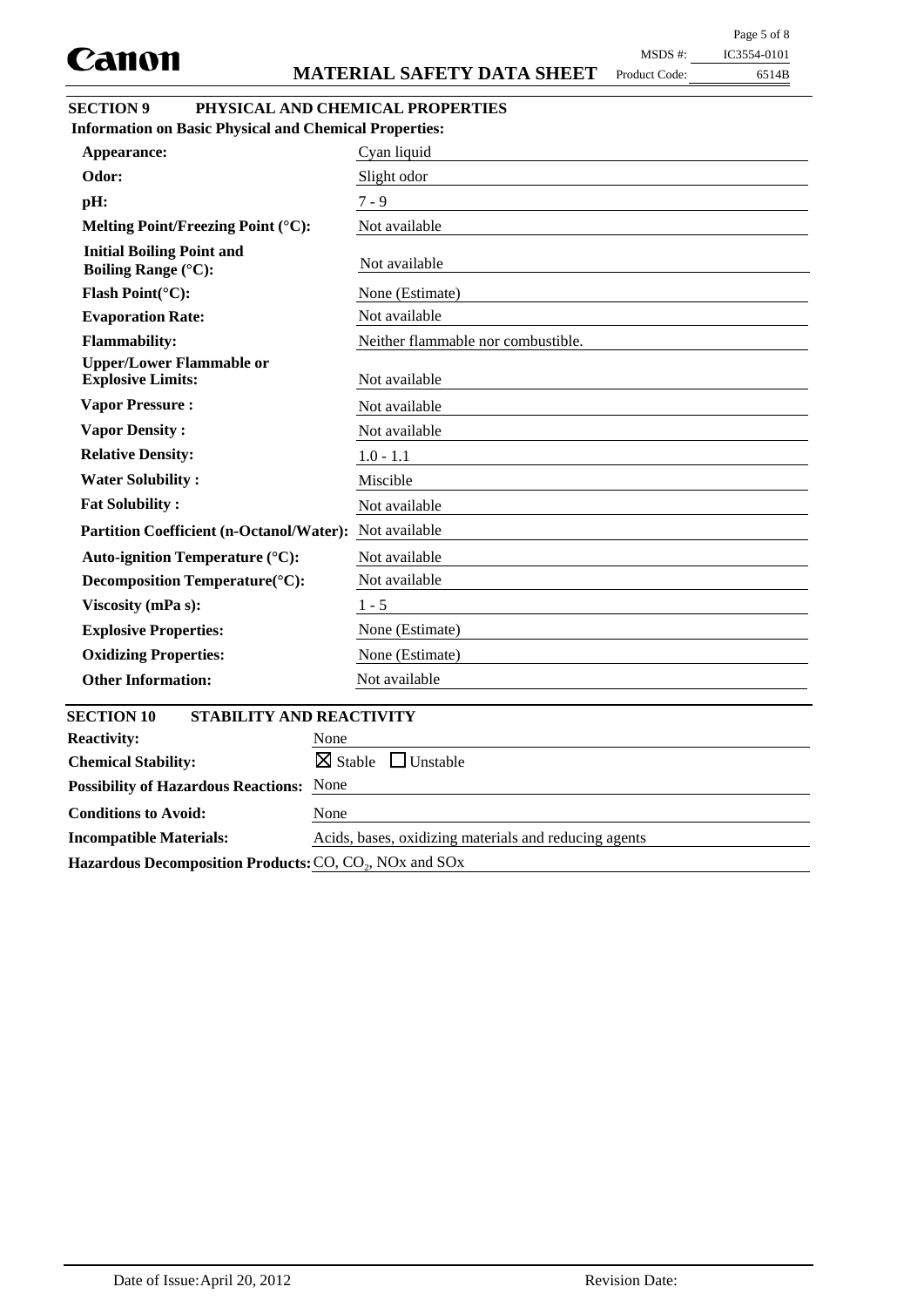## SECTION 9 PHYSICAL AND CHEMICAL PROPERTIES

**Information on Basic Physical and Chemical Properties:**

| | |
|---|---|
| **Appearance:** | Cyan liquid |
| **Odor:** | Slight odor |
| **pH:** | 7 - 9 |
| **Melting Point/Freezing Point (°C):** | Not available |
| **Initial Boiling Point and Boiling Range (°C):** | Not available |
| **Flash Point(°C):** | None (Estimate) |
| **Evaporation Rate:** | Not available |
| **Flammability:** | Neither flammable nor combustible. |
| **Upper/Lower Flammable or Explosive Limits:** | Not available |
| **Vapor Pressure :** | Not available |
| **Vapor Density :** | Not available |
| **Relative Density:** | 1.0 - 1.1 |
| **Water Solubility :** | Miscible |
| **Fat Solubility :** | Not available |
| **Partition Coefficient (n-Octanol/Water):** | Not available |
| **Auto-ignition Temperature (°C):** | Not available |
| **Decomposition Temperature(°C):** | Not available |
| **Viscosity (mPa s):** | 1 - 5 |
| **Explosive Properties:** | None (Estimate) |
| **Oxidizing Properties:** | None (Estimate) |
| **Other Information:** | Not available |

## SECTION 10 STABILITY AND REACTIVITY

| | |
|---|---|
| **Reactivity:** | None |
| **Chemical Stability:** | ☒ Stable ☐ Unstable |
| **Possibility of Hazardous Reactions:** | None |
| **Conditions to Avoid:** | None |
| **Incompatible Materials:** | Acids, bases, oxidizing materials and reducing agents |
| **Hazardous Decomposition Products:** | CO, $CO_2$, NOx and SOx |

Date of Issue: April 20, 2012 Revision Date: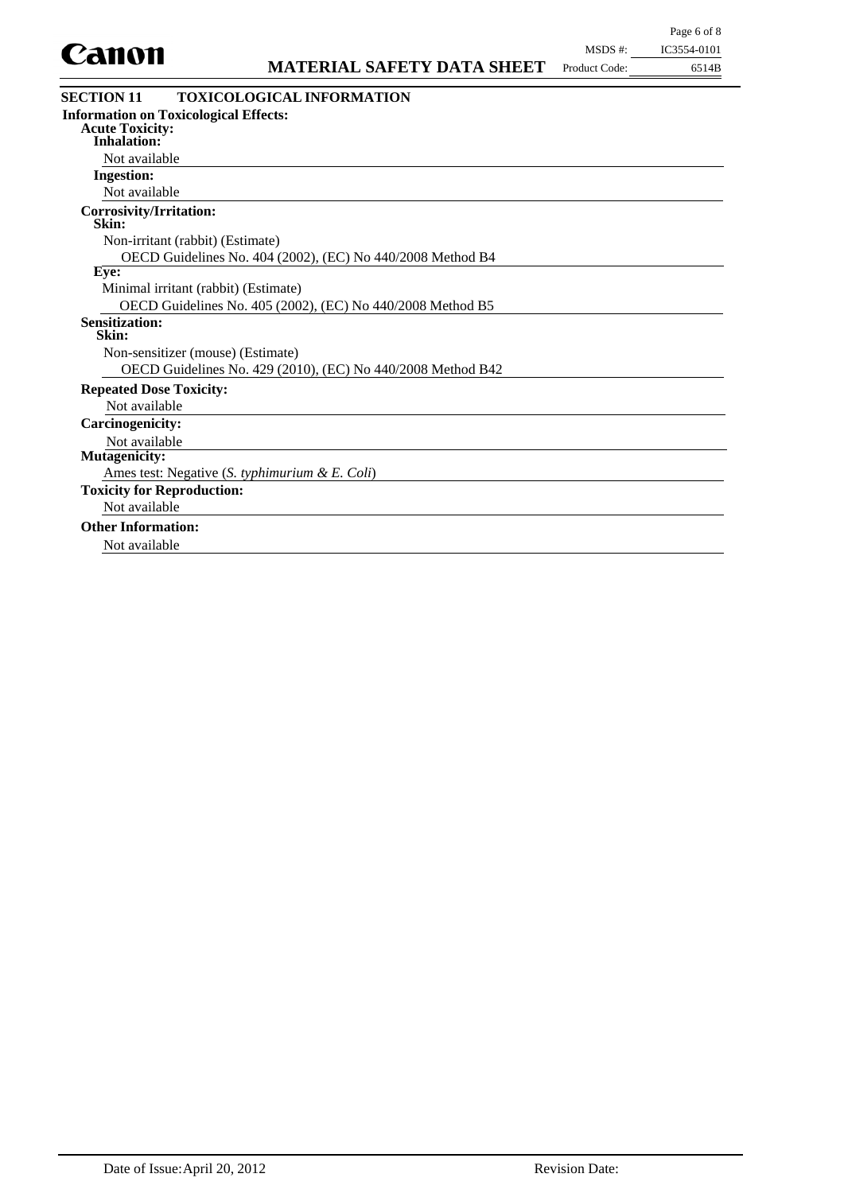## SECTION 11 TOXICOLOGICAL INFORMATION

**Information on Toxicological Effects:**

**Acute Toxicity:**

**Inhalation:**

Not available

**Ingestion:**

Not available

**Corrosivity/Irritation:**

**Skin:**

Non-irritant (rabbit) (Estimate)

OECD Guidelines No. 404 (2002), (EC) No 440/2008 Method B4

**Eye:**

Minimal irritant (rabbit) (Estimate)

OECD Guidelines No. 405 (2002), (EC) No 440/2008 Method B5

**Sensitization:**

**Skin:**

Non-sensitizer (mouse) (Estimate)

OECD Guidelines No. 429 (2010), (EC) No 440/2008 Method B42

**Repeated Dose Toxicity:**

Not available

**Carcinogenicity:**

Not available

**Mutagenicity:**

Ames test: Negative (*S. typhimurium & E. Coli*)

**Toxicity for Reproduction:**

Not available

**Other Information:**

Not available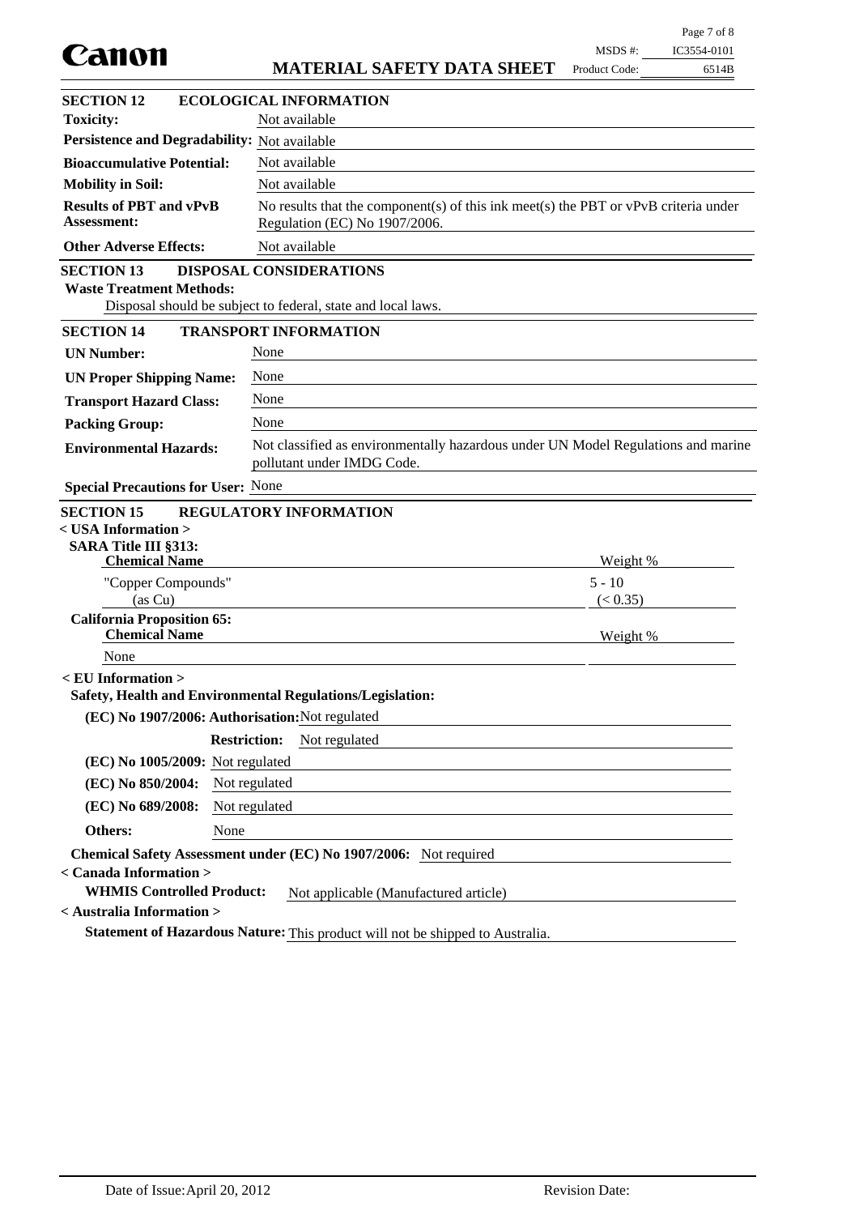## SECTION 12 ECOLOGICAL INFORMATION

| | |
|---|---|
| **Toxicity:** | Not available |
| **Persistence and Degradability:** | Not available |
| **Bioaccumulative Potential:** | Not available |
| **Mobility in Soil:** | Not available |
| **Results of PBT and vPvB Assessment:** | No results that the component(s) of this ink meet(s) the PBT or vPvB criteria under Regulation (EC) No 1907/2006. |
| **Other Adverse Effects:** | Not available |

## SECTION 13 DISPOSAL CONSIDERATIONS

**Waste Treatment Methods:**

Disposal should be subject to federal, state and local laws.

## SECTION 14 TRANSPORT INFORMATION

| | |
|---|---|
| **UN Number:** | None |
| **UN Proper Shipping Name:** | None |
| **Transport Hazard Class:** | None |
| **Packing Group:** | None |
| **Environmental Hazards:** | Not classified as environmentally hazardous under UN Model Regulations and marine pollutant under IMDG Code. |
| **Special Precautions for User:** | None |

## SECTION 15 REGULATORY INFORMATION

**< USA Information >**

**SARA Title III §313:**

| Chemical Name | Weight % |
|---|---|
| "Copper Compounds" (as Cu) | 5 - 10 (< 0.35) |

**California Proposition 65:**

| Chemical Name | Weight % |
|---|---|
| None | |

**< EU Information >**

**Safety, Health and Environmental Regulations/Legislation:**

| | |
|---|---|
| **(EC) No 1907/2006: Authorisation:** | Not regulated |
| **Restriction:** | Not regulated |
| **(EC) No 1005/2009:** | Not regulated |
| **(EC) No 850/2004:** | Not regulated |
| **(EC) No 689/2008:** | Not regulated |
| **Others:** | None |

**Chemical Safety Assessment under (EC) No 1907/2006:** Not required

**< Canada Information >**

**WHMIS Controlled Product:** Not applicable (Manufactured article)

**< Australia Information >**

**Statement of Hazardous Nature:** This product will not be shipped to Australia.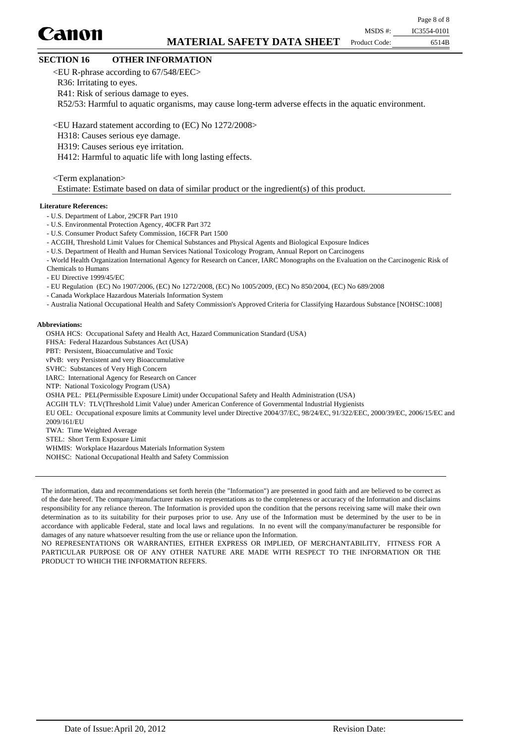## SECTION 16 OTHER INFORMATION

<EU R-phrase according to 67/548/EEC>

R36: Irritating to eyes.

R41: Risk of serious damage to eyes.

R52/53: Harmful to aquatic organisms, may cause long-term adverse effects in the aquatic environment.

<EU Hazard statement according to (EC) No 1272/2008>

H318: Causes serious eye damage.

H319: Causes serious eye irritation.

H412: Harmful to aquatic life with long lasting effects.

<Term explanation>

Estimate: Estimate based on data of similar product or the ingredient(s) of this product.

**Literature References:**

- U.S. Department of Labor, 29CFR Part 1910
- U.S. Environmental Protection Agency, 40CFR Part 372
- U.S. Consumer Product Safety Commission, 16CFR Part 1500
- ACGIH, Threshold Limit Values for Chemical Substances and Physical Agents and Biological Exposure Indices
- U.S. Department of Health and Human Services National Toxicology Program, Annual Report on Carcinogens
- World Health Organization International Agency for Research on Cancer, IARC Monographs on the Evaluation on the Carcinogenic Risk of Chemicals to Humans
- EU Directive 1999/45/EC
- EU Regulation (EC) No 1907/2006, (EC) No 1272/2008, (EC) No 1005/2009, (EC) No 850/2004, (EC) No 689/2008
- Canada Workplace Hazardous Materials Information System
- Australia National Occupational Health and Safety Commission's Approved Criteria for Classifying Hazardous Substance [NOHSC:1008]

**Abbreviations:**

OSHA HCS: Occupational Safety and Health Act, Hazard Communication Standard (USA)

FHSA: Federal Hazardous Substances Act (USA)

PBT: Persistent, Bioaccumulative and Toxic

vPvB: very Persistent and very Bioaccumulative

SVHC: Substances of Very High Concern

IARC: International Agency for Research on Cancer

NTP: National Toxicology Program (USA)

OSHA PEL: PEL(Permissible Exposure Limit) under Occupational Safety and Health Administration (USA)

ACGIH TLV: TLV(Threshold Limit Value) under American Conference of Governmental Industrial Hygienists

EU OEL: Occupational exposure limits at Community level under Directive 2004/37/EC, 98/24/EC, 91/322/EEC, 2000/39/EC, 2006/15/EC and 2009/161/EU

TWA: Time Weighted Average

STEL: Short Term Exposure Limit

WHMIS: Workplace Hazardous Materials Information System

NOHSC: National Occupational Health and Safety Commission

The information, data and recommendations set forth herein (the "Information") are presented in good faith and are believed to be correct as of the date hereof. The company/manufacturer makes no representations as to the completeness or accuracy of the Information and disclaims responsibility for any reliance thereon. The Information is provided upon the condition that the persons receiving same will make their own determination as to its suitability for their purposes prior to use. Any use of the Information must be determined by the user to be in accordance with applicable Federal, state and local laws and regulations. In no event will the company/manufacturer be responsible for damages of any nature whatsoever resulting from the use or reliance upon the Information.

NO REPRESENTATIONS OR WARRANTIES, EITHER EXPRESS OR IMPLIED, OF MERCHANTABILITY, FITNESS FOR A PARTICULAR PURPOSE OR OF ANY OTHER NATURE ARE MADE WITH RESPECT TO THE INFORMATION OR THE PRODUCT TO WHICH THE INFORMATION REFERS.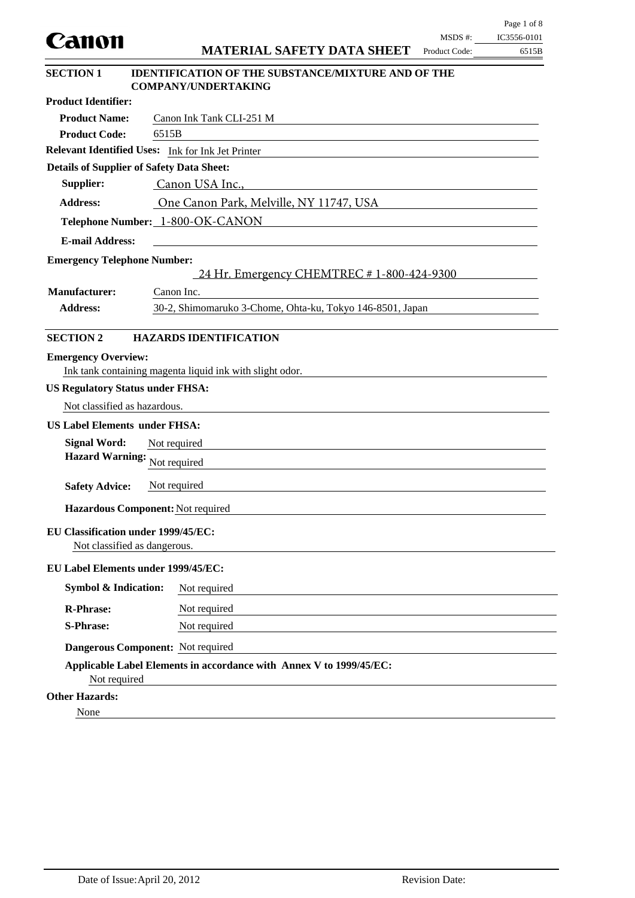# MATERIAL SAFETY DATA SHEET

MSDS #: IC3556-0101
Product Code: 6515B

## SECTION 1 IDENTIFICATION OF THE SUBSTANCE/MIXTURE AND OF THE COMPANY/UNDERTAKING

**Product Identifier:**

**Product Name:** Canon Ink Tank CLI-251 M

**Product Code:** 6515B

**Relevant Identified Uses:** Ink for Ink Jet Printer

**Details of Supplier of Safety Data Sheet:**

**Supplier:** Canon USA Inc.,

**Address:** One Canon Park, Melville, NY 11747, USA

**Telephone Number:** 1-800-OK-CANON

**E-mail Address:**

**Emergency Telephone Number:**
24 Hr. Emergency CHEMTREC # 1-800-424-9300

**Manufacturer:** Canon Inc.

**Address:** 30-2, Shimomaruko 3-Chome, Ohta-ku, Tokyo 146-8501, Japan

## SECTION 2 HAZARDS IDENTIFICATION

**Emergency Overview:**
Ink tank containing magenta liquid ink with slight odor.

**US Regulatory Status under FHSA:**

Not classified as hazardous.

**US Label Elements under FHSA:**

**Signal Word:** Not required

**Hazard Warning:** Not required

**Safety Advice:** Not required

**Hazardous Component:** Not required

**EU Classification under 1999/45/EC:**
Not classified as dangerous.

**EU Label Elements under 1999/45/EC:**

**Symbol & Indication:** Not required

**R-Phrase:** Not required

**S-Phrase:** Not required

**Dangerous Component:** Not required

**Applicable Label Elements in accordance with Annex V to 1999/45/EC:**
Not required

**Other Hazards:**

None

Date of Issue: April 20, 2012 Revision Date: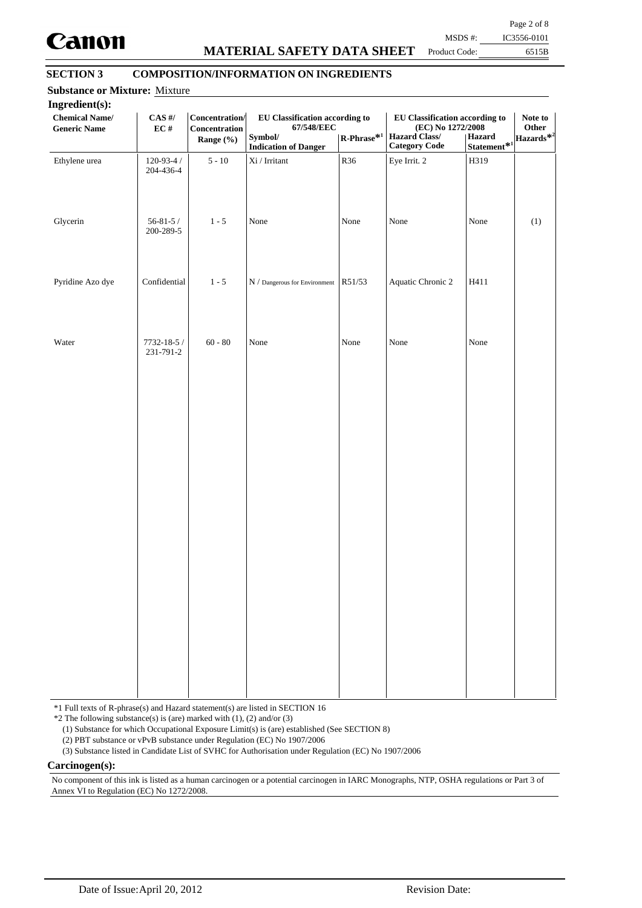## SECTION 3 COMPOSITION/INFORMATION ON INGREDIENTS

**Substance or Mixture:** Mixture

**Ingredient(s):**

| Chemical Name/ Generic Name | CAS #/ EC # | Concentration/ Concentration Range (%) | EU Classification according to 67/548/EEC | | EU Classification according to (EC) No 1272/2008 | | Note to Other Hazards*2 |
|---|---|---|---|---|---|---|---|
| | | | Symbol/ Indication of Danger | R-Phrase*1 | Hazard Class/ Category Code | Hazard Statement*1 | |
| Ethylene urea | 120-93-4 / 204-436-4 | 5 - 10 | Xi / Irritant | R36 | Eye Irrit. 2 | H319 | |
| Glycerin | 56-81-5 / 200-289-5 | 1 - 5 | None | None | None | None | (1) |
| Pyridine Azo dye | Confidential | 1 - 5 | N / Dangerous for Environment | R51/53 | Aquatic Chronic 2 | H411 | |
| Water | 7732-18-5 / 231-791-2 | 60 - 80 | None | None | None | None | |

*1 Full texts of R-phrase(s) and Hazard statement(s) are listed in SECTION 16

*2 The following substance(s) is (are) marked with (1), (2) and/or (3)

(1) Substance for which Occupational Exposure Limit(s) is (are) established (See SECTION 8)

(2) PBT substance or vPvB substance under Regulation (EC) No 1907/2006

(3) Substance listed in Candidate List of SVHC for Authorisation under Regulation (EC) No 1907/2006

**Carcinogen(s):**

No component of this ink is listed as a human carcinogen or a potential carcinogen in IARC Monographs, NTP, OSHA regulations or Part 3 of Annex VI to Regulation (EC) No 1272/2008.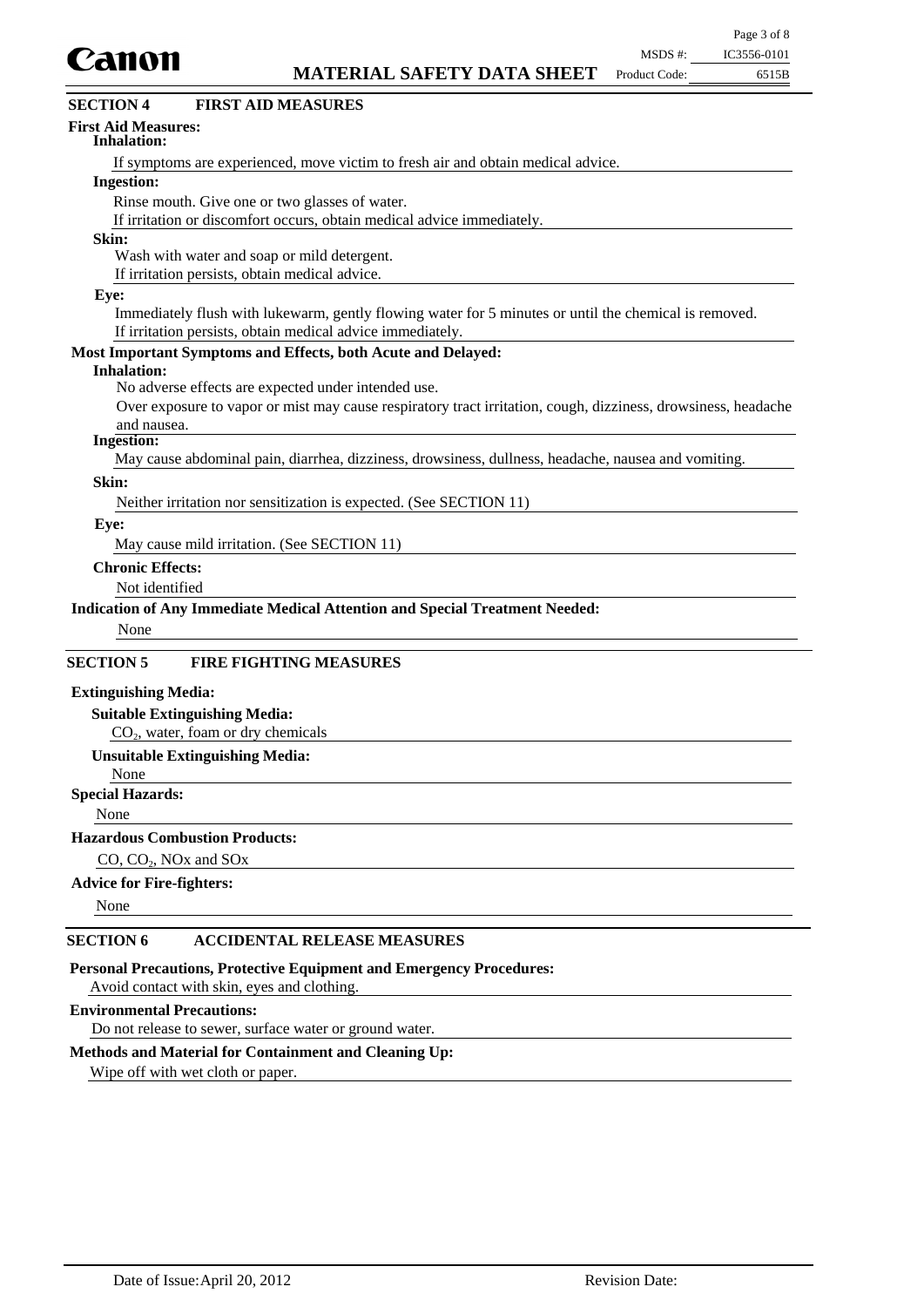## SECTION 4 FIRST AID MEASURES

**First Aid Measures:**

**Inhalation:**

If symptoms are experienced, move victim to fresh air and obtain medical advice.

**Ingestion:**

Rinse mouth. Give one or two glasses of water.
If irritation or discomfort occurs, obtain medical advice immediately.

**Skin:**

Wash with water and soap or mild detergent.
If irritation persists, obtain medical advice.

**Eye:**

Immediately flush with lukewarm, gently flowing water for 5 minutes or until the chemical is removed.
If irritation persists, obtain medical advice immediately.

**Most Important Symptoms and Effects, both Acute and Delayed:**

**Inhalation:**

No adverse effects are expected under intended use.
Over exposure to vapor or mist may cause respiratory tract irritation, cough, dizziness, drowsiness, headache and nausea.

**Ingestion:**

May cause abdominal pain, diarrhea, dizziness, drowsiness, dullness, headache, nausea and vomiting.

**Skin:**

Neither irritation nor sensitization is expected. (See SECTION 11)

**Eye:**

May cause mild irritation. (See SECTION 11)

**Chronic Effects:**

Not identified

**Indication of Any Immediate Medical Attention and Special Treatment Needed:**

None

## SECTION 5 FIRE FIGHTING MEASURES

**Extinguishing Media:**

**Suitable Extinguishing Media:**

$CO_2$, water, foam or dry chemicals

**Unsuitable Extinguishing Media:**

None

**Special Hazards:**

None

**Hazardous Combustion Products:**

CO, $CO_2$, NOx and SOx

**Advice for Fire-fighters:**

None

## SECTION 6 ACCIDENTAL RELEASE MEASURES

**Personal Precautions, Protective Equipment and Emergency Procedures:**

Avoid contact with skin, eyes and clothing.

**Environmental Precautions:**

Do not release to sewer, surface water or ground water.

**Methods and Material for Containment and Cleaning Up:**

Wipe off with wet cloth or paper.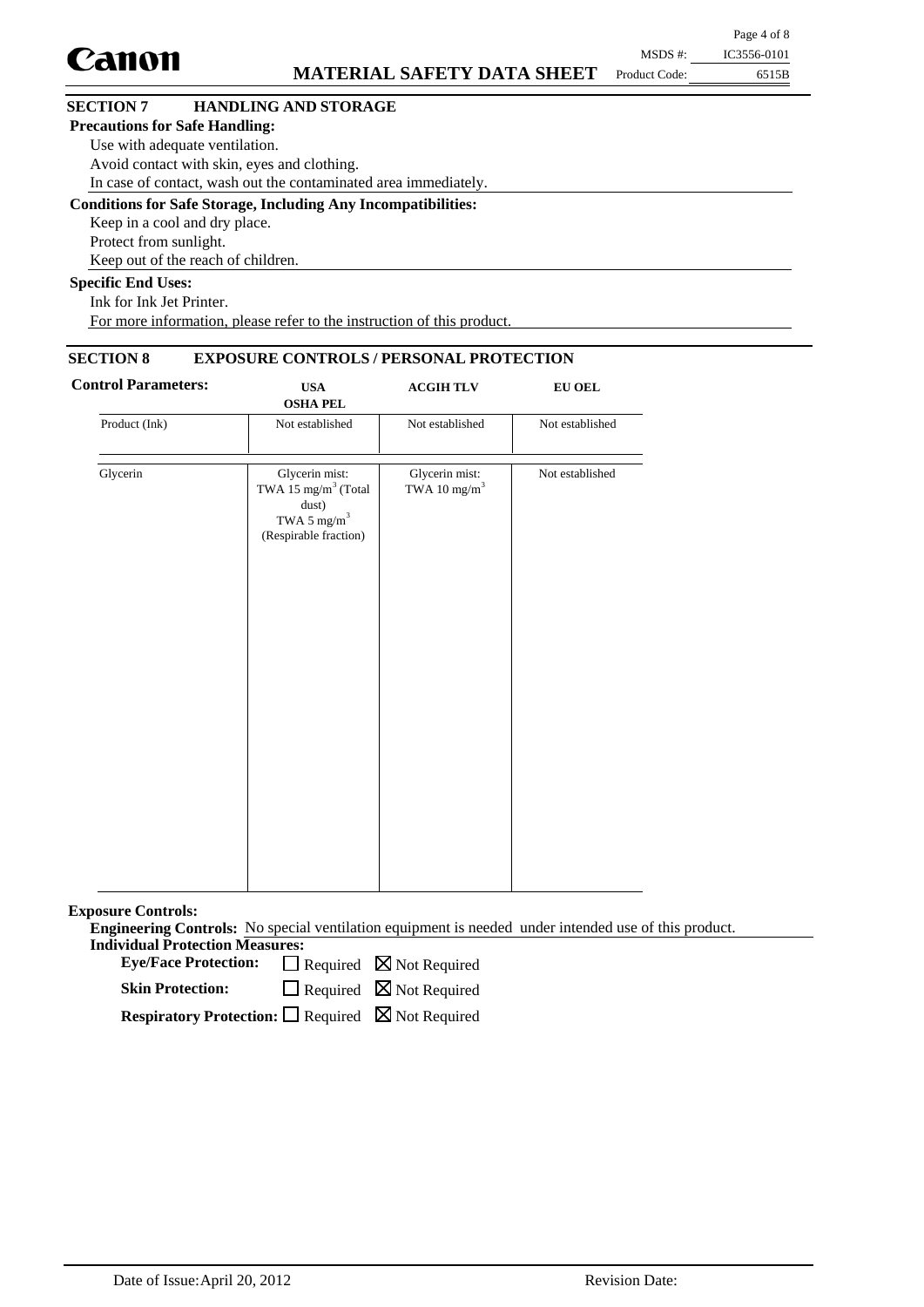## SECTION 7 HANDLING AND STORAGE

**Precautions for Safe Handling:**

Use with adequate ventilation.
Avoid contact with skin, eyes and clothing.
In case of contact, wash out the contaminated area immediately.

**Conditions for Safe Storage, Including Any Incompatibilities:**

Keep in a cool and dry place.
Protect from sunlight.
Keep out of the reach of children.

**Specific End Uses:**

Ink for Ink Jet Printer.
For more information, please refer to the instruction of this product.

## SECTION 8 EXPOSURE CONTROLS / PERSONAL PROTECTION

**Control Parameters:**

| | USA OSHA PEL | ACGIH TLV | EU OEL |
|---|---|---|---|
| Product (Ink) | Not established | Not established | Not established |
| Glycerin | Glycerin mist: TWA 15 $mg/m^3$ (Total dust) TWA 5 $mg/m^3$ (Respirable fraction) | Glycerin mist: TWA 10 $mg/m^3$ | Not established |

**Exposure Controls:**

**Engineering Controls:** No special ventilation equipment is needed under intended use of this product.

**Individual Protection Measures:**

**Eye/Face Protection:** ☐ Required ☒ Not Required

**Skin Protection:** ☐ Required ☒ Not Required

**Respiratory Protection:** ☐ Required ☒ Not Required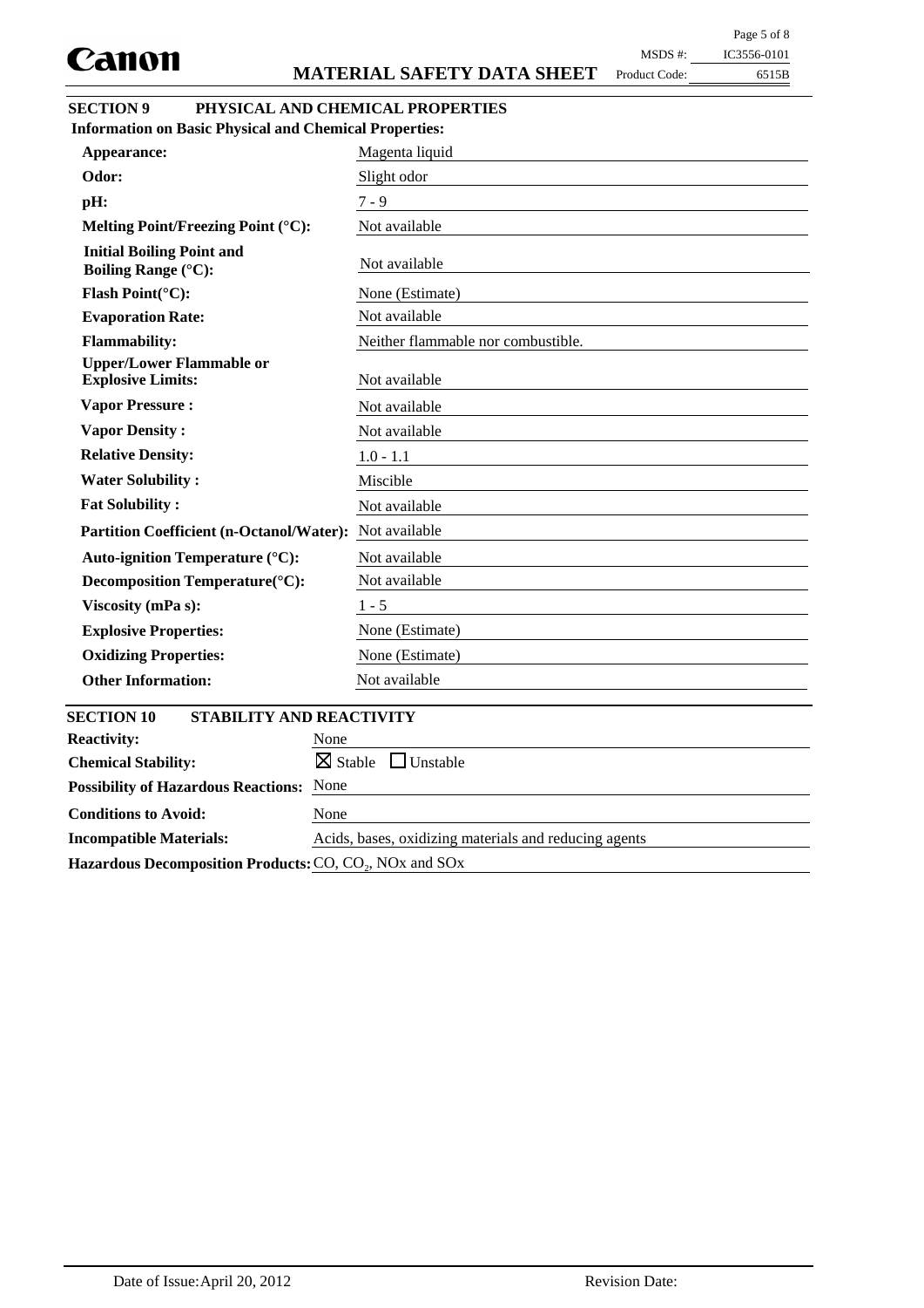## SECTION 9 PHYSICAL AND CHEMICAL PROPERTIES

**Information on Basic Physical and Chemical Properties:**

| | |
|---|---|
| **Appearance:** | Magenta liquid |
| **Odor:** | Slight odor |
| **pH:** | 7 - 9 |
| **Melting Point/Freezing Point (°C):** | Not available |
| **Initial Boiling Point and Boiling Range (°C):** | Not available |
| **Flash Point(°C):** | None (Estimate) |
| **Evaporation Rate:** | Not available |
| **Flammability:** | Neither flammable nor combustible. |
| **Upper/Lower Flammable or Explosive Limits:** | Not available |
| **Vapor Pressure :** | Not available |
| **Vapor Density :** | Not available |
| **Relative Density:** | 1.0 - 1.1 |
| **Water Solubility :** | Miscible |
| **Fat Solubility :** | Not available |
| **Partition Coefficient (n-Octanol/Water):** | Not available |
| **Auto-ignition Temperature (°C):** | Not available |
| **Decomposition Temperature(°C):** | Not available |
| **Viscosity (mPa s):** | 1 - 5 |
| **Explosive Properties:** | None (Estimate) |
| **Oxidizing Properties:** | None (Estimate) |
| **Other Information:** | Not available |

## SECTION 10 STABILITY AND REACTIVITY

| | |
|---|---|
| **Reactivity:** | None |
| **Chemical Stability:** | ☒ Stable ☐ Unstable |
| **Possibility of Hazardous Reactions:** | None |
| **Conditions to Avoid:** | None |
| **Incompatible Materials:** | Acids, bases, oxidizing materials and reducing agents |
| **Hazardous Decomposition Products:** | CO, $CO_2$, NOx and SOx |

Date of Issue: April 20, 2012 Revision Date: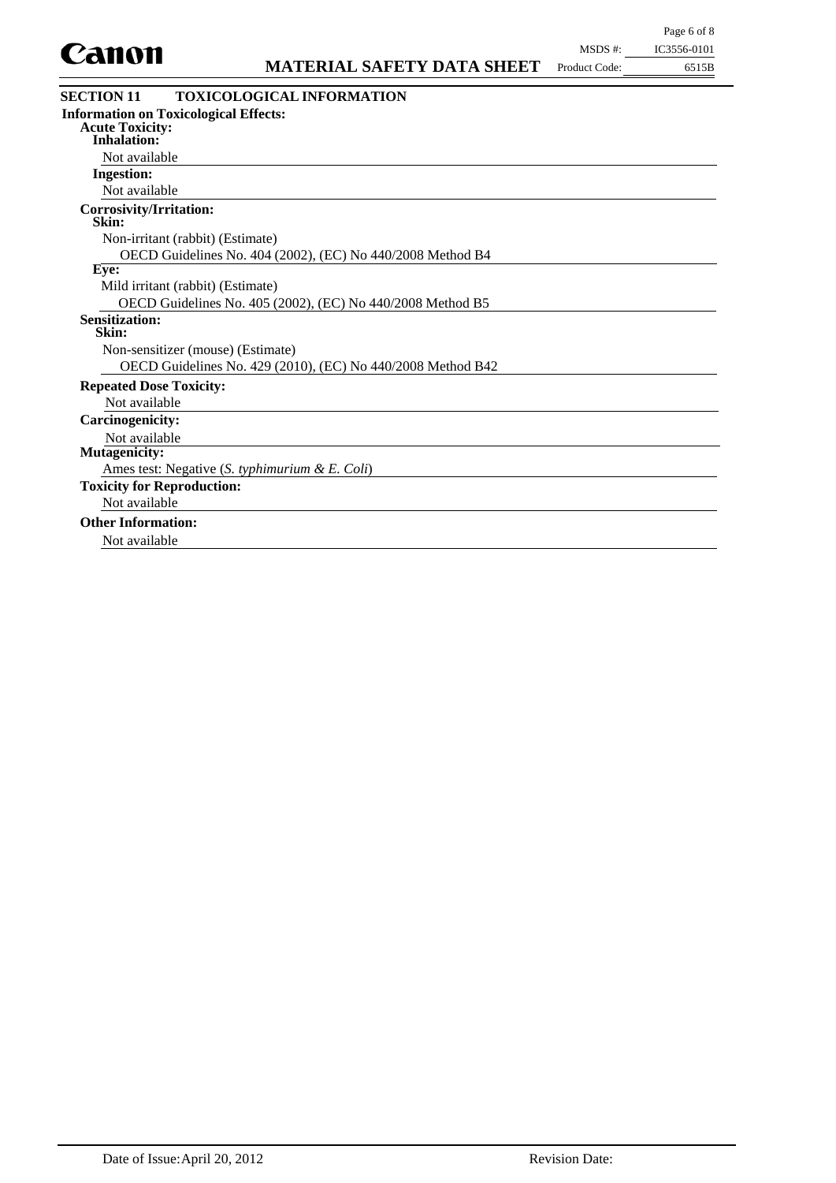## SECTION 11 TOXICOLOGICAL INFORMATION

**Information on Toxicological Effects:**

**Acute Toxicity:**

**Inhalation:**

Not available

**Ingestion:**

Not available

**Corrosivity/Irritation:**

**Skin:**

Non-irritant (rabbit) (Estimate)

OECD Guidelines No. 404 (2002), (EC) No 440/2008 Method B4

**Eye:**

Mild irritant (rabbit) (Estimate)

OECD Guidelines No. 405 (2002), (EC) No 440/2008 Method B5

**Sensitization:**

**Skin:**

Non-sensitizer (mouse) (Estimate)

OECD Guidelines No. 429 (2010), (EC) No 440/2008 Method B42

**Repeated Dose Toxicity:**

Not available

**Carcinogenicity:**

Not available

**Mutagenicity:**

Ames test: Negative (*S. typhimurium & E. Coli*)

**Toxicity for Reproduction:**

Not available

**Other Information:**

Not available

Date of Issue: April 20, 2012 Revision Date: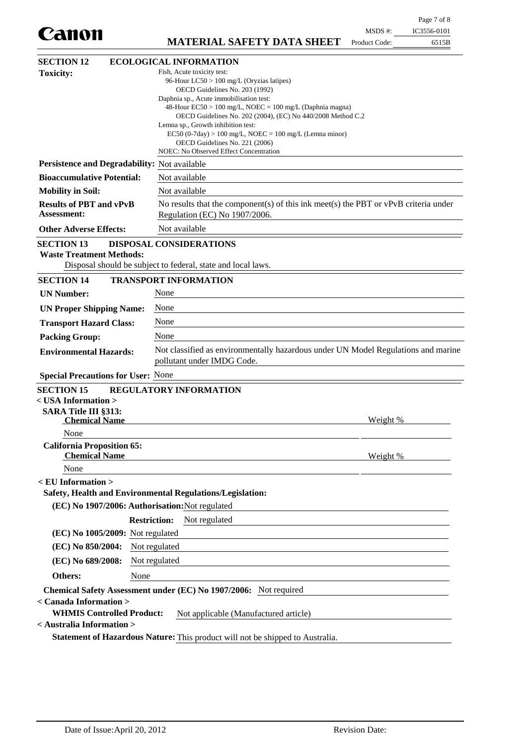## SECTION 12 ECOLOGICAL INFORMATION

**Toxicity:**

Fish, Acute toxicity test:
96-Hour LC50 > 100 mg/L (Oryzias latipes)
OECD Guidelines No. 203 (1992)
Daphnia sp., Acute immobilisation test:
48-Hour EC50 > 100 mg/L, NOEC = 100 mg/L (Daphnia magna)
OECD Guidelines No. 202 (2004), (EC) No 440/2008 Method C.2
Lemna sp., Growth inhibition test:
EC50 (0-7day) > 100 mg/L, NOEC = 100 mg/L (Lemna minor)
OECD Guidelines No. 221 (2006)
NOEC: No Observed Effect Concentration

**Persistence and Degradability:** Not available

**Bioaccumulative Potential:** Not available

**Mobility in Soil:** Not available

**Results of PBT and vPvB Assessment:** No results that the component(s) of this ink meet(s) the PBT or vPvB criteria under Regulation (EC) No 1907/2006.

**Other Adverse Effects:** Not available

## SECTION 13 DISPOSAL CONSIDERATIONS

**Waste Treatment Methods:**

Disposal should be subject to federal, state and local laws.

## SECTION 14 TRANSPORT INFORMATION

**UN Number:** None

**UN Proper Shipping Name:** None

**Transport Hazard Class:** None

**Packing Group:** None

**Environmental Hazards:** Not classified as environmentally hazardous under UN Model Regulations and marine pollutant under IMDG Code.

**Special Precautions for User:** None

## SECTION 15 REGULATORY INFORMATION

**< USA Information >**

**SARA Title III §313:**

| Chemical Name | Weight % |
|---|---|
| None | |

**California Proposition 65:**

| Chemical Name | Weight % |
|---|---|
| None | |

**< EU Information >**

**Safety, Health and Environmental Regulations/Legislation:**

**(EC) No 1907/2006: Authorisation:** Not regulated

**Restriction:** Not regulated

**(EC) No 1005/2009:** Not regulated

**(EC) No 850/2004:** Not regulated

**(EC) No 689/2008:** Not regulated

**Others:** None

**Chemical Safety Assessment under (EC) No 1907/2006:** Not required

**< Canada Information >**

**WHMIS Controlled Product:** Not applicable (Manufactured article)

**< Australia Information >**

**Statement of Hazardous Nature:** This product will not be shipped to Australia.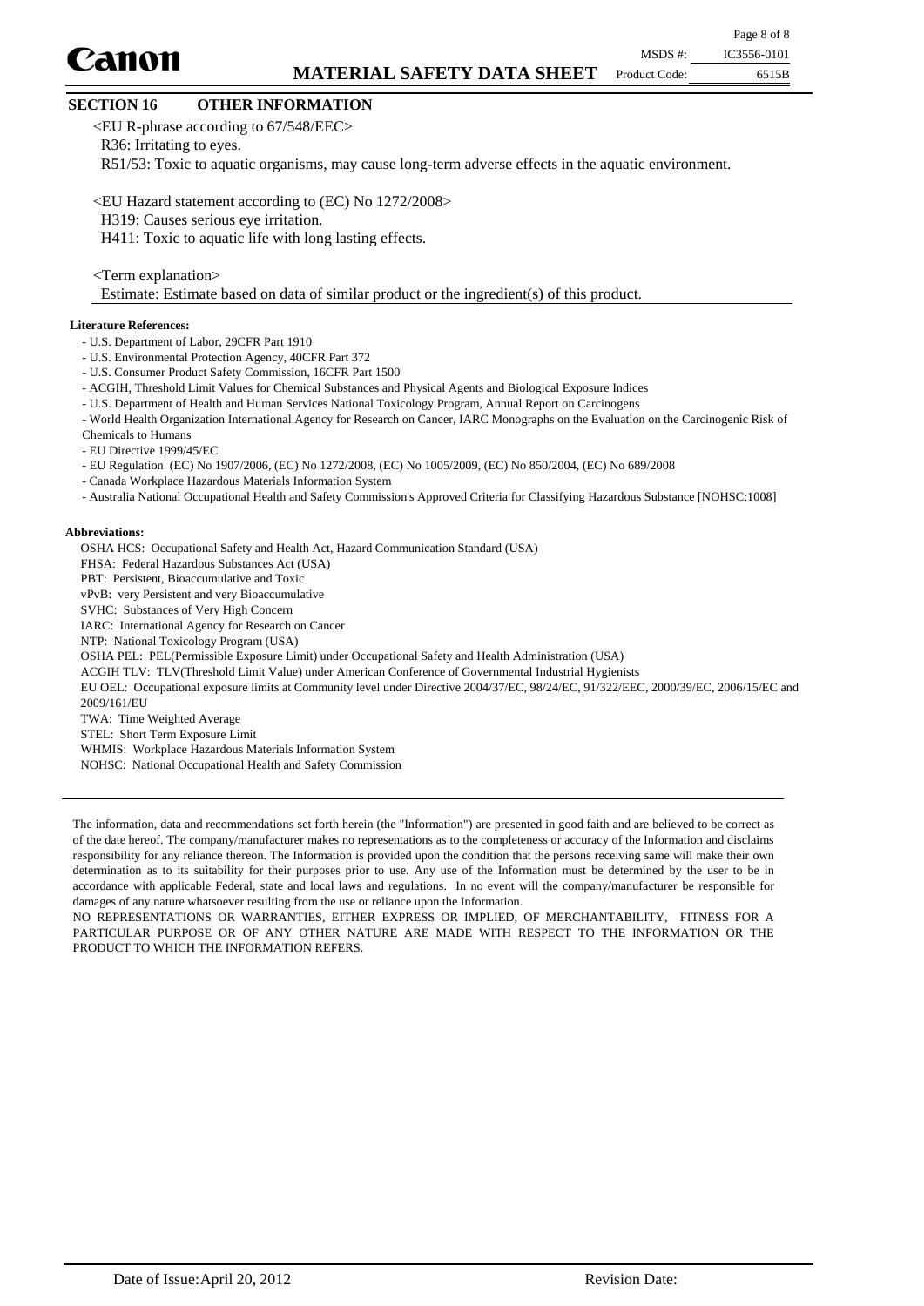## SECTION 16 OTHER INFORMATION

<EU R-phrase according to 67/548/EEC>

R36: Irritating to eyes.

R51/53: Toxic to aquatic organisms, may cause long-term adverse effects in the aquatic environment.

<EU Hazard statement according to (EC) No 1272/2008>

H319: Causes serious eye irritation.

H411: Toxic to aquatic life with long lasting effects.

<Term explanation>

Estimate: Estimate based on data of similar product or the ingredient(s) of this product.

**Literature References:**

- U.S. Department of Labor, 29CFR Part 1910
- U.S. Environmental Protection Agency, 40CFR Part 372
- U.S. Consumer Product Safety Commission, 16CFR Part 1500
- ACGIH, Threshold Limit Values for Chemical Substances and Physical Agents and Biological Exposure Indices
- U.S. Department of Health and Human Services National Toxicology Program, Annual Report on Carcinogens
- World Health Organization International Agency for Research on Cancer, IARC Monographs on the Evaluation on the Carcinogenic Risk of Chemicals to Humans
- EU Directive 1999/45/EC
- EU Regulation (EC) No 1907/2006, (EC) No 1272/2008, (EC) No 1005/2009, (EC) No 850/2004, (EC) No 689/2008
- Canada Workplace Hazardous Materials Information System
- Australia National Occupational Health and Safety Commission's Approved Criteria for Classifying Hazardous Substance [NOHSC:1008]

**Abbreviations:**

OSHA HCS: Occupational Safety and Health Act, Hazard Communication Standard (USA)
FHSA: Federal Hazardous Substances Act (USA)
PBT: Persistent, Bioaccumulative and Toxic
vPvB: very Persistent and very Bioaccumulative
SVHC: Substances of Very High Concern
IARC: International Agency for Research on Cancer
NTP: National Toxicology Program (USA)
OSHA PEL: PEL(Permissible Exposure Limit) under Occupational Safety and Health Administration (USA)
ACGIH TLV: TLV(Threshold Limit Value) under American Conference of Governmental Industrial Hygienists
EU OEL: Occupational exposure limits at Community level under Directive 2004/37/EC, 98/24/EC, 91/322/EEC, 2000/39/EC, 2006/15/EC and 2009/161/EU
TWA: Time Weighted Average
STEL: Short Term Exposure Limit
WHMIS: Workplace Hazardous Materials Information System
NOHSC: National Occupational Health and Safety Commission

---

The information, data and recommendations set forth herein (the "Information") are presented in good faith and are believed to be correct as of the date hereof. The company/manufacturer makes no representations as to the completeness or accuracy of the Information and disclaims responsibility for any reliance thereon. The Information is provided upon the condition that the persons receiving same will make their own determination as to its suitability for their purposes prior to use. Any use of the Information must be determined by the user to be in accordance with applicable Federal, state and local laws and regulations. In no event will the company/manufacturer be responsible for damages of any nature whatsoever resulting from the use or reliance upon the Information.
NO REPRESENTATIONS OR WARRANTIES, EITHER EXPRESS OR IMPLIED, OF MERCHANTABILITY, FITNESS FOR A PARTICULAR PURPOSE OR OF ANY OTHER NATURE ARE MADE WITH RESPECT TO THE INFORMATION OR THE PRODUCT TO WHICH THE INFORMATION REFERS.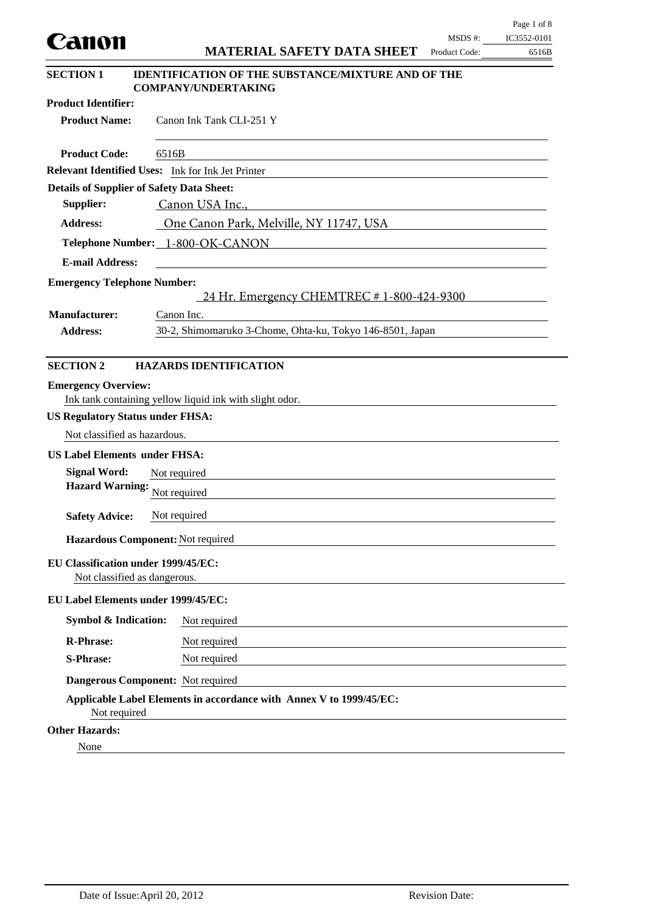**Canon** **MATERIAL SAFETY DATA SHEET**

MSDS #: IC3552-0101
Product Code: 6516B

## SECTION 1 IDENTIFICATION OF THE SUBSTANCE/MIXTURE AND OF THE COMPANY/UNDERTAKING

**Product Identifier:**

**Product Name:** Canon Ink Tank CLI-251 Y

**Product Code:** 6516B

**Relevant Identified Uses:** Ink for Ink Jet Printer

**Details of Supplier of Safety Data Sheet:**

**Supplier:** Canon USA Inc.,

**Address:** One Canon Park, Melville, NY 11747, USA

**Telephone Number:** 1-800-OK-CANON

**E-mail Address:**

**Emergency Telephone Number:**
24 Hr. Emergency CHEMTREC # 1-800-424-9300

**Manufacturer:** Canon Inc.

**Address:** 30-2, Shimomaruko 3-Chome, Ohta-ku, Tokyo 146-8501, Japan

## SECTION 2 HAZARDS IDENTIFICATION

**Emergency Overview:**
Ink tank containing yellow liquid ink with slight odor.

**US Regulatory Status under FHSA:**
Not classified as hazardous.

**US Label Elements under FHSA:**

**Signal Word:** Not required

**Hazard Warning:** Not required

**Safety Advice:** Not required

**Hazardous Component:** Not required

**EU Classification under 1999/45/EC:**
Not classified as dangerous.

**EU Label Elements under 1999/45/EC:**

**Symbol & Indication:** Not required

**R-Phrase:** Not required

**S-Phrase:** Not required

**Dangerous Component:** Not required

**Applicable Label Elements in accordance with Annex V to 1999/45/EC:**
Not required

**Other Hazards:**
None

Date of Issue: April 20, 2012 Revision Date: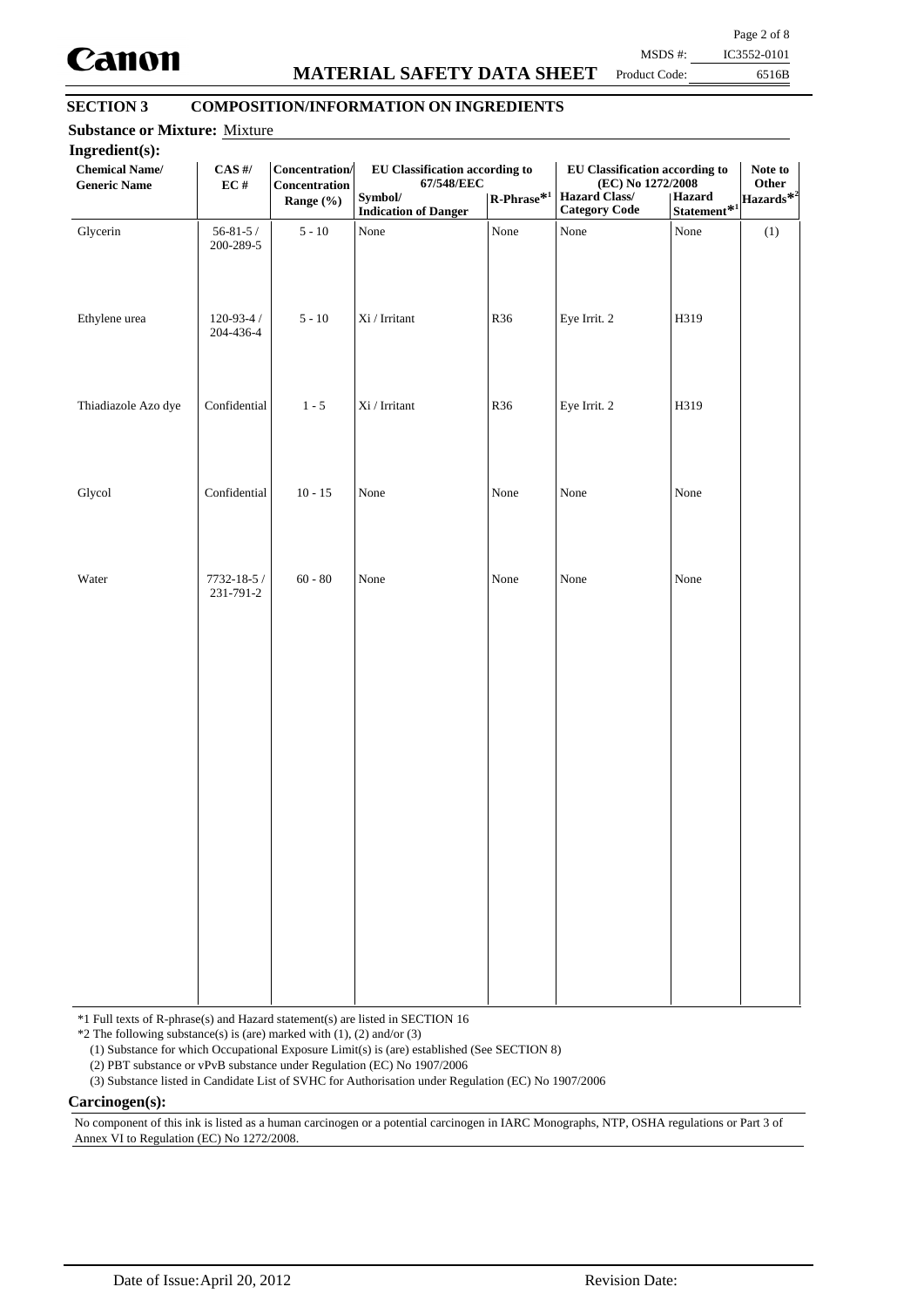## SECTION 3 COMPOSITION/INFORMATION ON INGREDIENTS

**Substance or Mixture:** Mixture

**Ingredient(s):**

| Chemical Name/ Generic Name | CAS #/ EC # | Concentration/ Concentration Range (%) | EU Classification according to 67/548/EEC Symbol/ Indication of Danger | R-Phrase*1 | EU Classification according to (EC) No 1272/2008 Hazard Class/ Category Code | Hazard Statement*1 | Note to Other Hazards*2 |
|---|---|---|---|---|---|---|---|
| Glycerin | 56-81-5 / 200-289-5 | 5 - 10 | None | None | None | None | (1) |
| Ethylene urea | 120-93-4 / 204-436-4 | 5 - 10 | Xi / Irritant | R36 | Eye Irrit. 2 | H319 | |
| Thiadiazole Azo dye | Confidential | 1 - 5 | Xi / Irritant | R36 | Eye Irrit. 2 | H319 | |
| Glycol | Confidential | 10 - 15 | None | None | None | None | |
| Water | 7732-18-5 / 231-791-2 | 60 - 80 | None | None | None | None | |

*1 Full texts of R-phrase(s) and Hazard statement(s) are listed in SECTION 16

*2 The following substance(s) is (are) marked with (1), (2) and/or (3)

(1) Substance for which Occupational Exposure Limit(s) is (are) established (See SECTION 8)

(2) PBT substance or vPvB substance under Regulation (EC) No 1907/2006

(3) Substance listed in Candidate List of SVHC for Authorisation under Regulation (EC) No 1907/2006

**Carcinogen(s):**

No component of this ink is listed as a human carcinogen or a potential carcinogen in IARC Monographs, NTP, OSHA regulations or Part 3 of Annex VI to Regulation (EC) No 1272/2008.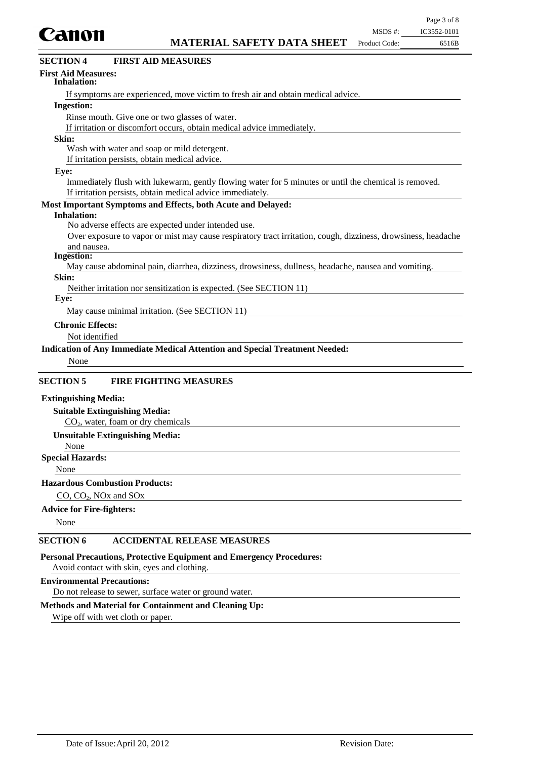## SECTION 4 FIRST AID MEASURES

**First Aid Measures:**

**Inhalation:**

If symptoms are experienced, move victim to fresh air and obtain medical advice.

**Ingestion:**

Rinse mouth. Give one or two glasses of water.
If irritation or discomfort occurs, obtain medical advice immediately.

**Skin:**

Wash with water and soap or mild detergent.
If irritation persists, obtain medical advice.

**Eye:**

Immediately flush with lukewarm, gently flowing water for 5 minutes or until the chemical is removed.
If irritation persists, obtain medical advice immediately.

**Most Important Symptoms and Effects, both Acute and Delayed:**

**Inhalation:**

No adverse effects are expected under intended use.
Over exposure to vapor or mist may cause respiratory tract irritation, cough, dizziness, drowsiness, headache and nausea.

**Ingestion:**

May cause abdominal pain, diarrhea, dizziness, drowsiness, dullness, headache, nausea and vomiting.

**Skin:**

Neither irritation nor sensitization is expected. (See SECTION 11)

**Eye:**

May cause minimal irritation. (See SECTION 11)

**Chronic Effects:**

Not identified

**Indication of Any Immediate Medical Attention and Special Treatment Needed:**

None

## SECTION 5 FIRE FIGHTING MEASURES

**Extinguishing Media:**

**Suitable Extinguishing Media:**

$CO_2$, water, foam or dry chemicals

**Unsuitable Extinguishing Media:**

None

**Special Hazards:**

None

**Hazardous Combustion Products:**

CO, $CO_2$, NOx and SOx

**Advice for Fire-fighters:**

None

## SECTION 6 ACCIDENTAL RELEASE MEASURES

**Personal Precautions, Protective Equipment and Emergency Procedures:**

Avoid contact with skin, eyes and clothing.

**Environmental Precautions:**

Do not release to sewer, surface water or ground water.

**Methods and Material for Containment and Cleaning Up:**

Wipe off with wet cloth or paper.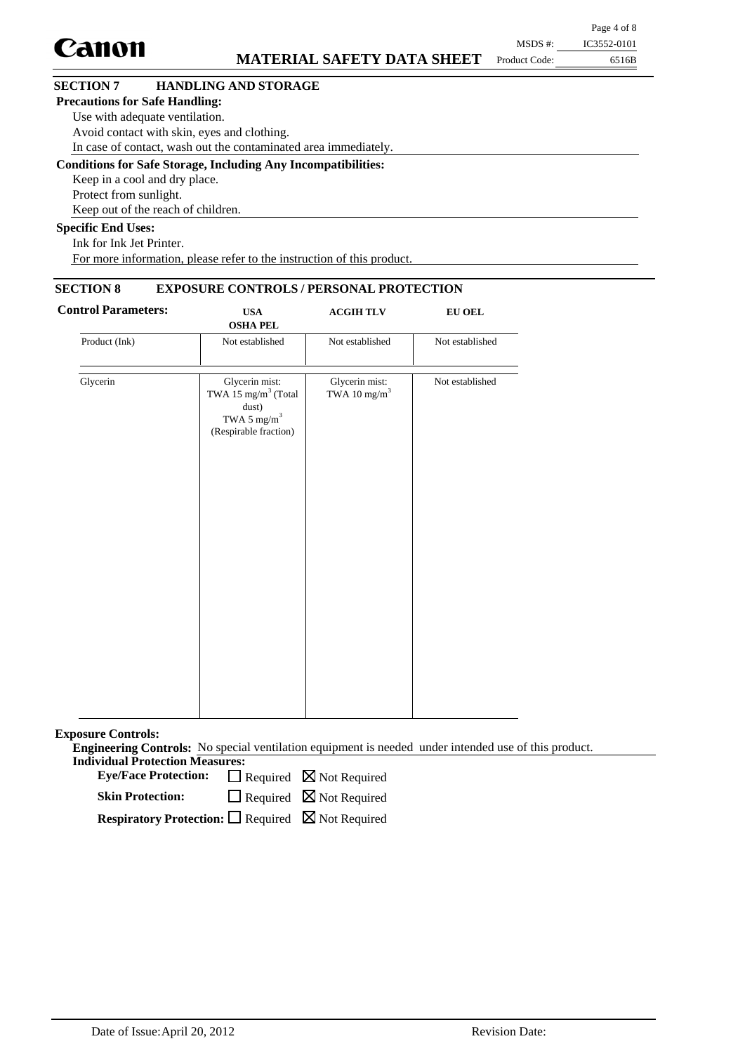## SECTION 7 HANDLING AND STORAGE

**Precautions for Safe Handling:**

Use with adequate ventilation.
Avoid contact with skin, eyes and clothing.
In case of contact, wash out the contaminated area immediately.

**Conditions for Safe Storage, Including Any Incompatibilities:**

Keep in a cool and dry place.
Protect from sunlight.
Keep out of the reach of children.

**Specific End Uses:**

Ink for Ink Jet Printer.
For more information, please refer to the instruction of this product.

## SECTION 8 EXPOSURE CONTROLS / PERSONAL PROTECTION

**Control Parameters:**

| | USA OSHA PEL | ACGIH TLV | EU OEL |
|---|---|---|---|
| Product (Ink) | Not established | Not established | Not established |
| Glycerin | Glycerin mist: TWA 15 mg/m$^3$ (Total dust) TWA 5 mg/m$^3$ (Respirable fraction) | Glycerin mist: TWA 10 mg/m$^3$ | Not established |

**Exposure Controls:**

**Engineering Controls:** No special ventilation equipment is needed under intended use of this product.

**Individual Protection Measures:**

**Eye/Face Protection:** ☐ Required ☒ Not Required

**Skin Protection:** ☐ Required ☒ Not Required

**Respiratory Protection:** ☐ Required ☒ Not Required

Date of Issue: April 20, 2012 Revision Date: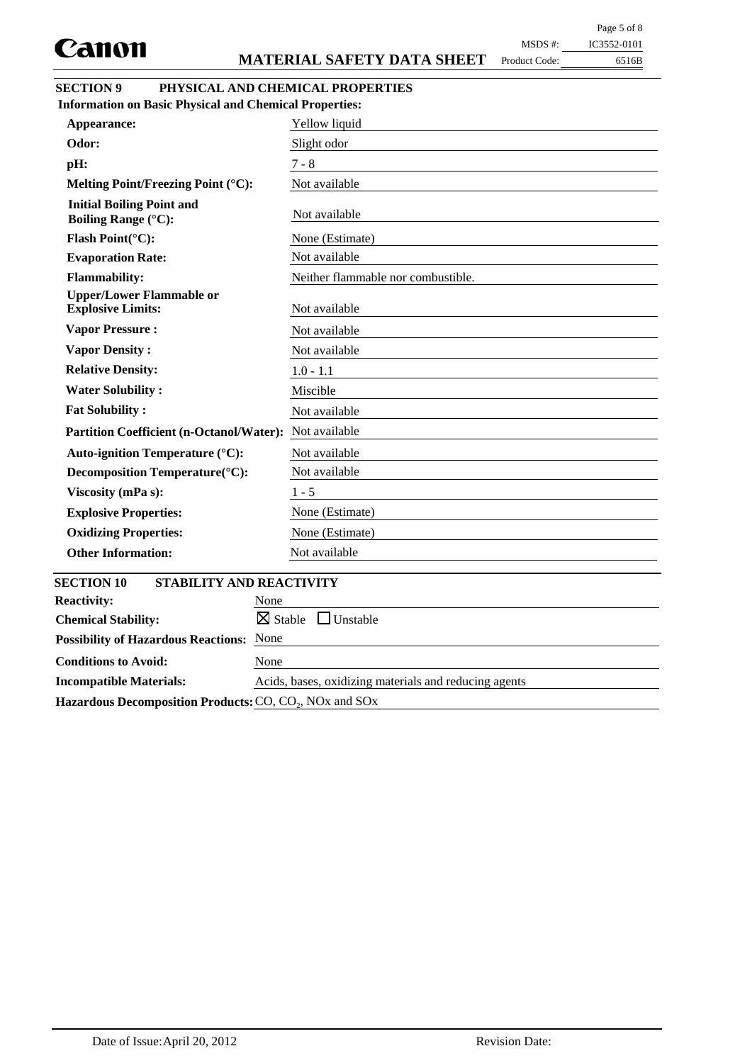## SECTION 9 PHYSICAL AND CHEMICAL PROPERTIES

**Information on Basic Physical and Chemical Properties:**

| Property | Value |
|---|---|
| **Appearance:** | Yellow liquid |
| **Odor:** | Slight odor |
| **pH:** | 7 - 8 |
| **Melting Point/Freezing Point (°C):** | Not available |
| **Initial Boiling Point and Boiling Range (°C):** | Not available |
| **Flash Point(°C):** | None (Estimate) |
| **Evaporation Rate:** | Not available |
| **Flammability:** | Neither flammable nor combustible. |
| **Upper/Lower Flammable or Explosive Limits:** | Not available |
| **Vapor Pressure :** | Not available |
| **Vapor Density :** | Not available |
| **Relative Density:** | 1.0 - 1.1 |
| **Water Solubility :** | Miscible |
| **Fat Solubility :** | Not available |
| **Partition Coefficient (n-Octanol/Water):** | Not available |
| **Auto-ignition Temperature (°C):** | Not available |
| **Decomposition Temperature(°C):** | Not available |
| **Viscosity (mPa s):** | 1 - 5 |
| **Explosive Properties:** | None (Estimate) |
| **Oxidizing Properties:** | None (Estimate) |
| **Other Information:** | Not available |

## SECTION 10 STABILITY AND REACTIVITY

| Item | Value |
|---|---|
| **Reactivity:** | None |
| **Chemical Stability:** | ☒ Stable ☐ Unstable |
| **Possibility of Hazardous Reactions:** | None |
| **Conditions to Avoid:** | None |
| **Incompatible Materials:** | Acids, bases, oxidizing materials and reducing agents |
| **Hazardous Decomposition Products:** | CO, $CO_2$, NOx and SOx |

Date of Issue: April 20, 2012 Revision Date: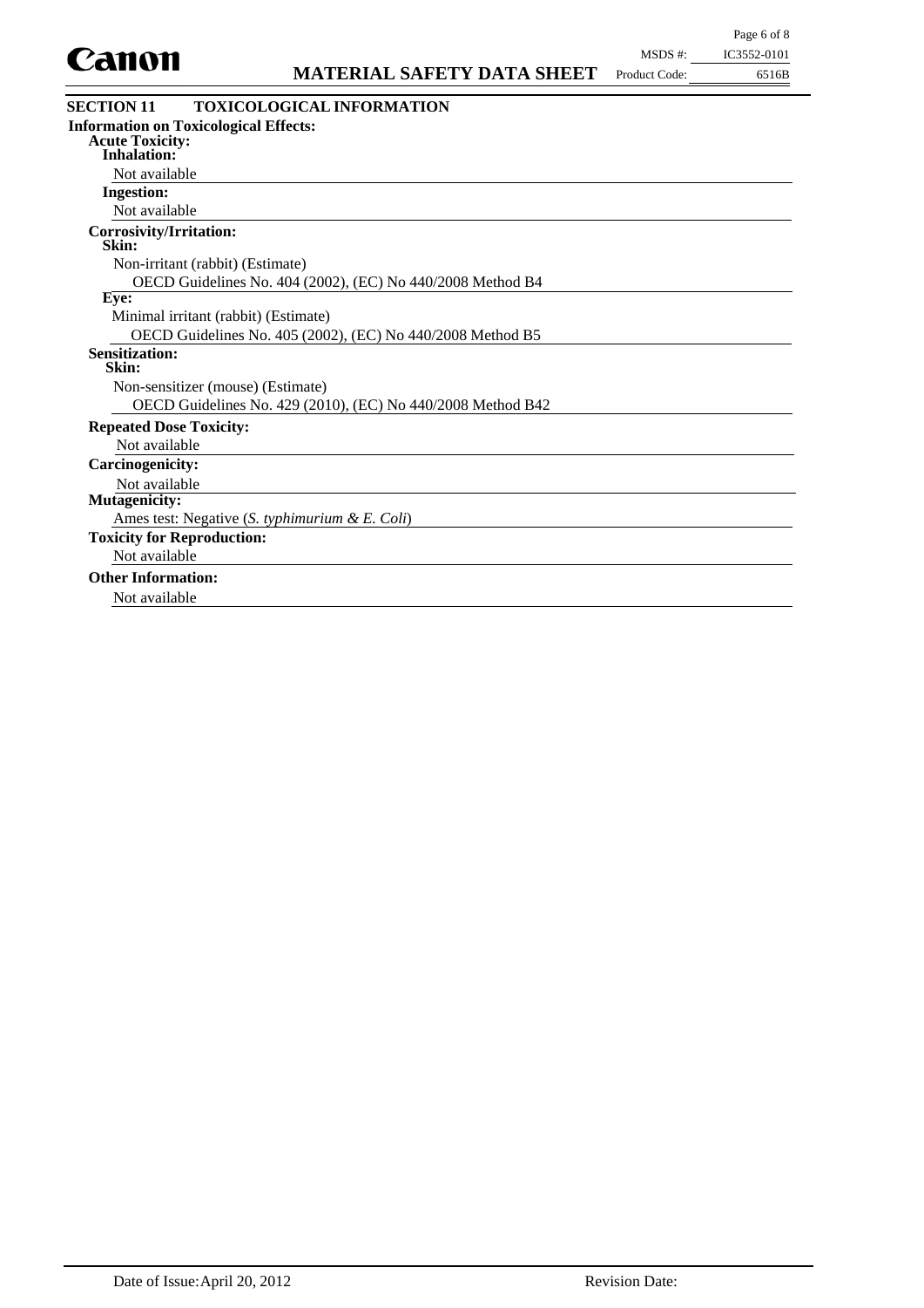## SECTION 11 TOXICOLOGICAL INFORMATION

**Information on Toxicological Effects:**

**Acute Toxicity:**

**Inhalation:**

Not available

**Ingestion:**

Not available

**Corrosivity/Irritation:**

**Skin:**

Non-irritant (rabbit) (Estimate)

OECD Guidelines No. 404 (2002), (EC) No 440/2008 Method B4

**Eye:**

Minimal irritant (rabbit) (Estimate)

OECD Guidelines No. 405 (2002), (EC) No 440/2008 Method B5

**Sensitization:**

**Skin:**

Non-sensitizer (mouse) (Estimate)

OECD Guidelines No. 429 (2010), (EC) No 440/2008 Method B42

**Repeated Dose Toxicity:**

Not available

**Carcinogenicity:**

Not available

**Mutagenicity:**

Ames test: Negative (*S. typhimurium & E. Coli*)

**Toxicity for Reproduction:**

Not available

**Other Information:**

Not available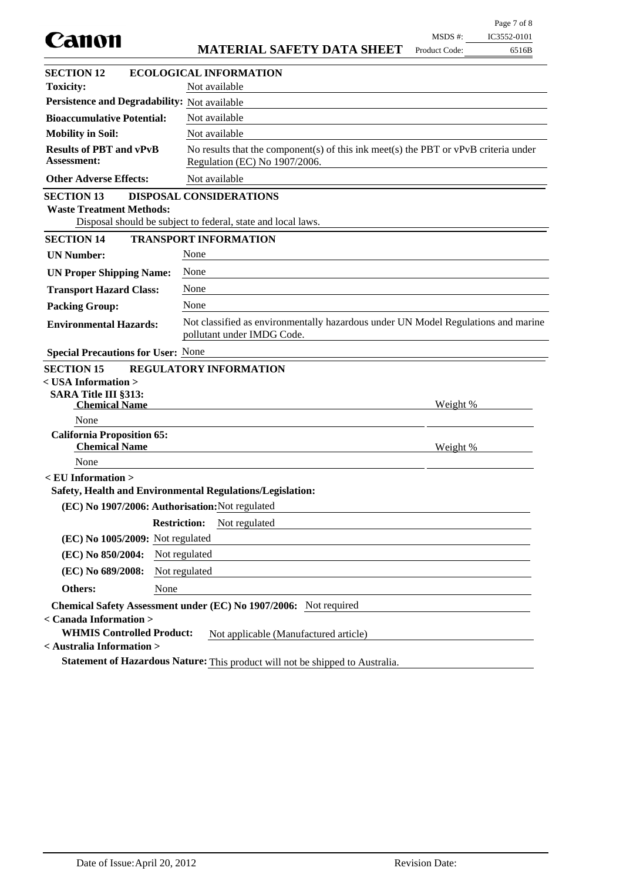## SECTION 12 ECOLOGICAL INFORMATION

**Toxicity:** Not available

**Persistence and Degradability:** Not available

**Bioaccumulative Potential:** Not available

**Mobility in Soil:** Not available

**Results of PBT and vPvB Assessment:** No results that the component(s) of this ink meet(s) the PBT or vPvB criteria under Regulation (EC) No 1907/2006.

**Other Adverse Effects:** Not available

## SECTION 13 DISPOSAL CONSIDERATIONS

**Waste Treatment Methods:**

Disposal should be subject to federal, state and local laws.

## SECTION 14 TRANSPORT INFORMATION

**UN Number:** None

**UN Proper Shipping Name:** None

**Transport Hazard Class:** None

**Packing Group:** None

**Environmental Hazards:** Not classified as environmentally hazardous under UN Model Regulations and marine pollutant under IMDG Code.

**Special Precautions for User:** None

## SECTION 15 REGULATORY INFORMATION

**< USA Information >**

**SARA Title III §313:**

| Chemical Name | Weight % |
|---|---|
| None | |

**California Proposition 65:**

| Chemical Name | Weight % |
|---|---|
| None | |

**< EU Information >**

**Safety, Health and Environmental Regulations/Legislation:**

**(EC) No 1907/2006: Authorisation:** Not regulated

**Restriction:** Not regulated

**(EC) No 1005/2009:** Not regulated

**(EC) No 850/2004:** Not regulated

**(EC) No 689/2008:** Not regulated

**Others:** None

**Chemical Safety Assessment under (EC) No 1907/2006:** Not required

**< Canada Information >**

**WHMIS Controlled Product:** Not applicable (Manufactured article)

**< Australia Information >**

**Statement of Hazardous Nature:** This product will not be shipped to Australia.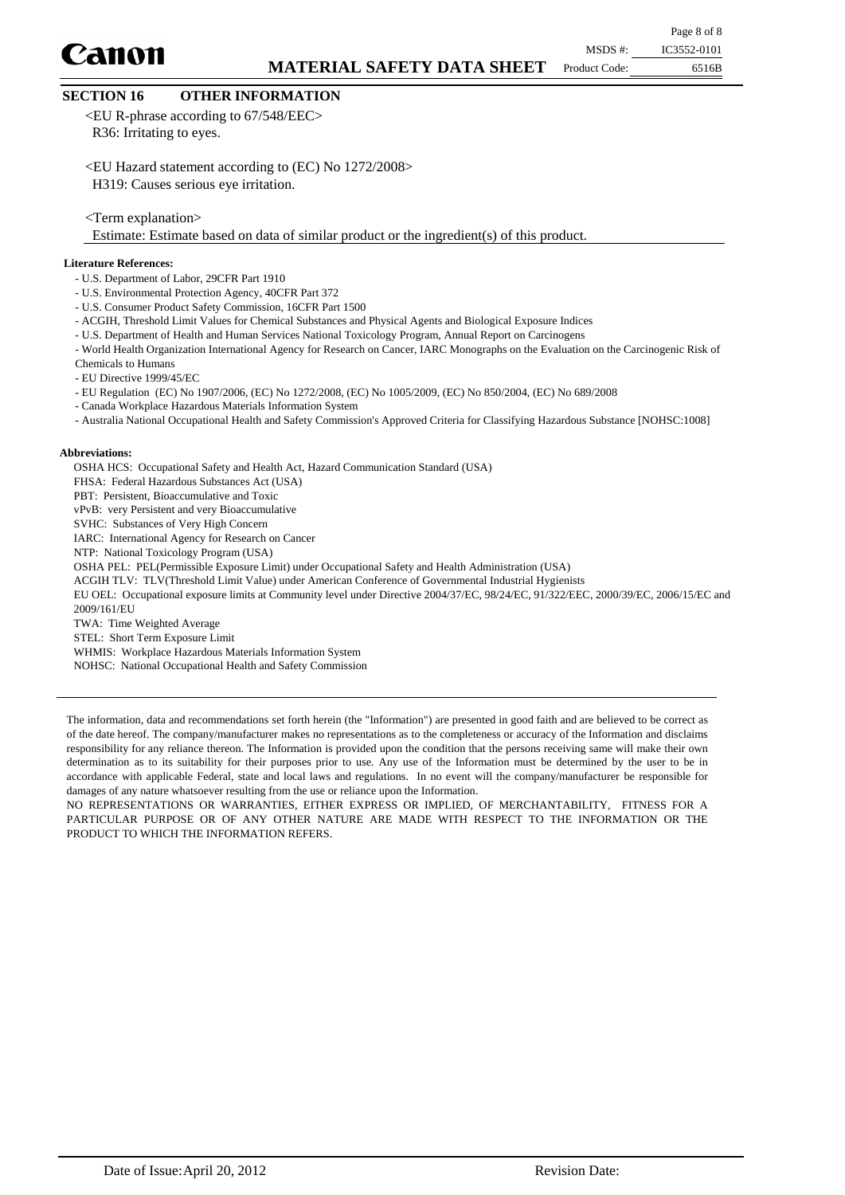## SECTION 16 OTHER INFORMATION

<EU R-phrase according to 67/548/EEC>
R36: Irritating to eyes.

<EU Hazard statement according to (EC) No 1272/2008>
H319: Causes serious eye irritation.

<Term explanation>
Estimate: Estimate based on data of similar product or the ingredient(s) of this product.

**Literature References:**

- U.S. Department of Labor, 29CFR Part 1910
- U.S. Environmental Protection Agency, 40CFR Part 372
- U.S. Consumer Product Safety Commission, 16CFR Part 1500
- ACGIH, Threshold Limit Values for Chemical Substances and Physical Agents and Biological Exposure Indices
- U.S. Department of Health and Human Services National Toxicology Program, Annual Report on Carcinogens
- World Health Organization International Agency for Research on Cancer, IARC Monographs on the Evaluation on the Carcinogenic Risk of Chemicals to Humans
- EU Directive 1999/45/EC
- EU Regulation (EC) No 1907/2006, (EC) No 1272/2008, (EC) No 1005/2009, (EC) No 850/2004, (EC) No 689/2008
- Canada Workplace Hazardous Materials Information System
- Australia National Occupational Health and Safety Commission's Approved Criteria for Classifying Hazardous Substance [NOHSC:1008]

**Abbreviations:**

OSHA HCS: Occupational Safety and Health Act, Hazard Communication Standard (USA)
FHSA: Federal Hazardous Substances Act (USA)
PBT: Persistent, Bioaccumulative and Toxic
vPvB: very Persistent and very Bioaccumulative
SVHC: Substances of Very High Concern
IARC: International Agency for Research on Cancer
NTP: National Toxicology Program (USA)
OSHA PEL: PEL(Permissible Exposure Limit) under Occupational Safety and Health Administration (USA)
ACGIH TLV: TLV(Threshold Limit Value) under American Conference of Governmental Industrial Hygienists
EU OEL: Occupational exposure limits at Community level under Directive 2004/37/EC, 98/24/EC, 91/322/EEC, 2000/39/EC, 2006/15/EC and 2009/161/EU
TWA: Time Weighted Average
STEL: Short Term Exposure Limit
WHMIS: Workplace Hazardous Materials Information System
NOHSC: National Occupational Health and Safety Commission

---

The information, data and recommendations set forth herein (the "Information") are presented in good faith and are believed to be correct as of the date hereof. The company/manufacturer makes no representations as to the completeness or accuracy of the Information and disclaims responsibility for any reliance thereon. The Information is provided upon the condition that the persons receiving same will make their own determination as to its suitability for their purposes prior to use. Any use of the Information must be determined by the user to be in accordance with applicable Federal, state and local laws and regulations. In no event will the company/manufacturer be responsible for damages of any nature whatsoever resulting from the use or reliance upon the Information.
NO REPRESENTATIONS OR WARRANTIES, EITHER EXPRESS OR IMPLIED, OF MERCHANTABILITY, FITNESS FOR A PARTICULAR PURPOSE OR OF ANY OTHER NATURE ARE MADE WITH RESPECT TO THE INFORMATION OR THE PRODUCT TO WHICH THE INFORMATION REFERS.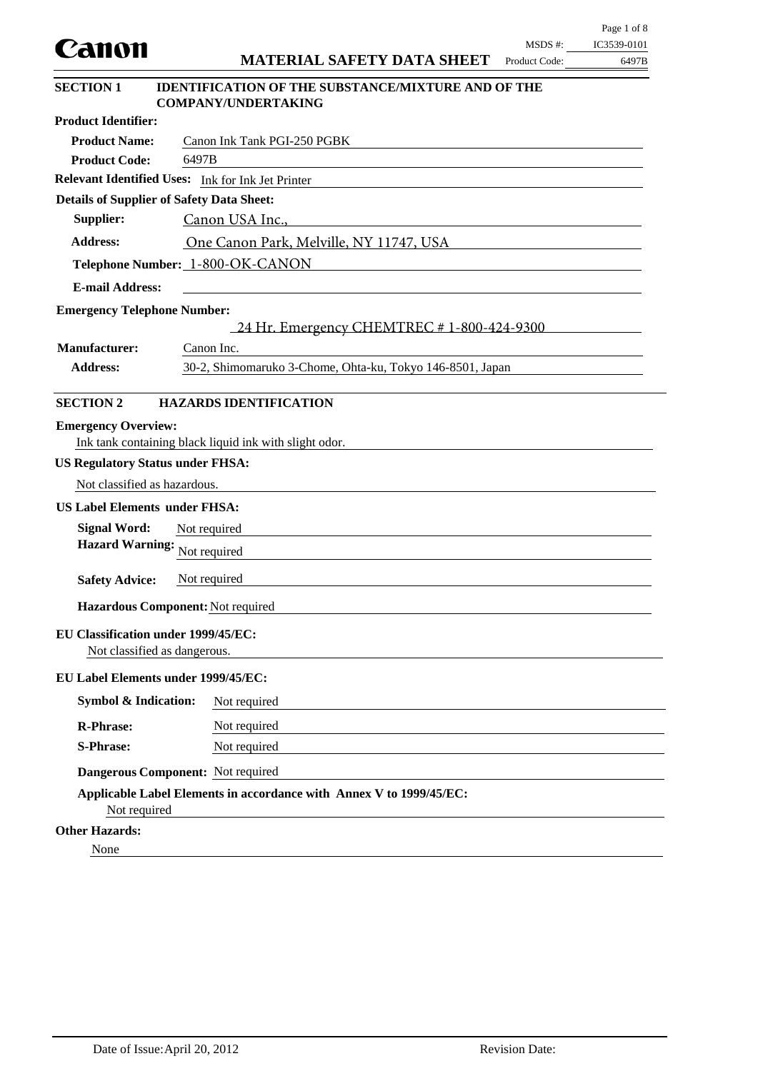# MATERIAL SAFETY DATA SHEET

MSDS #: IC3539-0101
Product Code: 6497B

## SECTION 1 IDENTIFICATION OF THE SUBSTANCE/MIXTURE AND OF THE COMPANY/UNDERTAKING

**Product Identifier:**

**Product Name:** Canon Ink Tank PGI-250 PGBK

**Product Code:** 6497B

**Relevant Identified Uses:** Ink for Ink Jet Printer

**Details of Supplier of Safety Data Sheet:**

**Supplier:** Canon USA Inc.,

**Address:** One Canon Park, Melville, NY 11747, USA

**Telephone Number:** 1-800-OK-CANON

**E-mail Address:**

**Emergency Telephone Number:**

24 Hr. Emergency CHEMTREC # 1-800-424-9300

**Manufacturer:** Canon Inc.

**Address:** 30-2, Shimomaruko 3-Chome, Ohta-ku, Tokyo 146-8501, Japan

## SECTION 2 HAZARDS IDENTIFICATION

**Emergency Overview:**

Ink tank containing black liquid ink with slight odor.

**US Regulatory Status under FHSA:**

Not classified as hazardous.

**US Label Elements under FHSA:**

**Signal Word:** Not required

**Hazard Warning:** Not required

**Safety Advice:** Not required

**Hazardous Component:** Not required

**EU Classification under 1999/45/EC:**

Not classified as dangerous.

**EU Label Elements under 1999/45/EC:**

**Symbol & Indication:** Not required

**R-Phrase:** Not required

**S-Phrase:** Not required

**Dangerous Component:** Not required

**Applicable Label Elements in accordance with Annex V to 1999/45/EC:**

Not required

**Other Hazards:**

None

Date of Issue: April 20, 2012 Revision Date: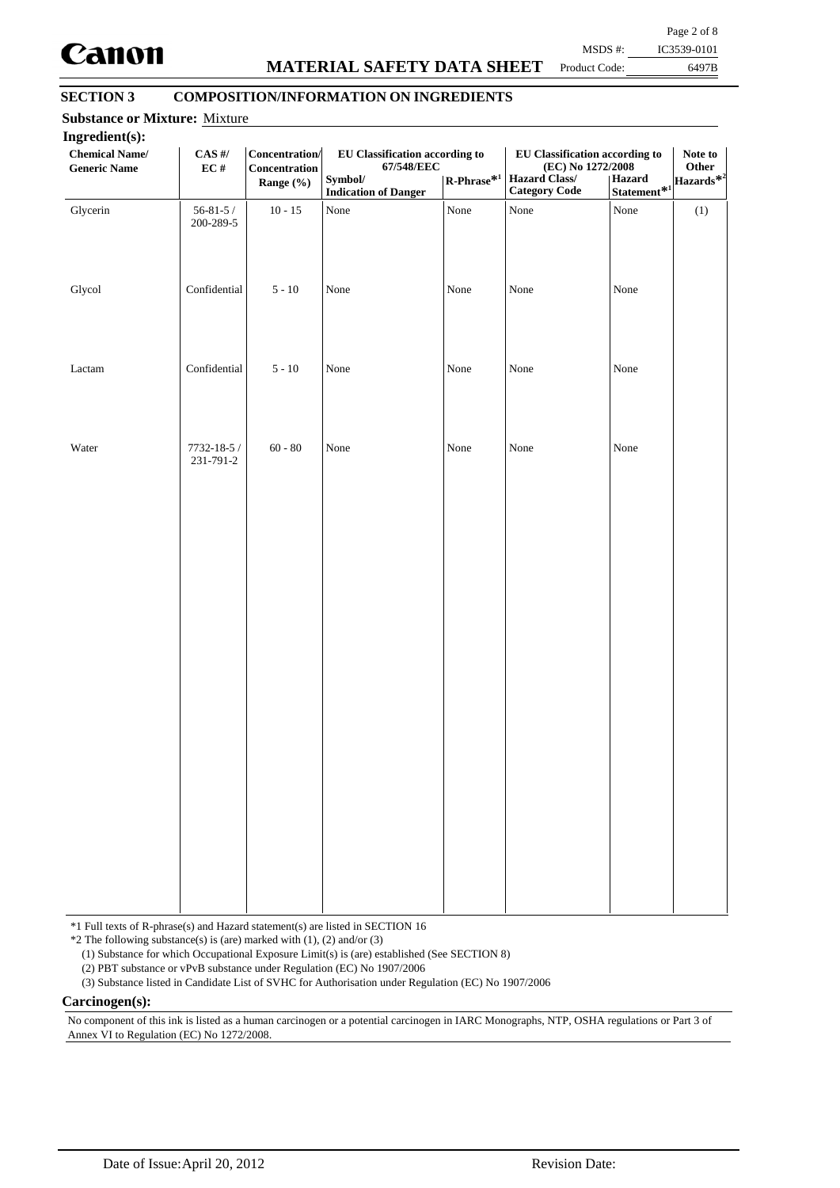## SECTION 3 COMPOSITION/INFORMATION ON INGREDIENTS

**Substance or Mixture:** Mixture

**Ingredient(s):**

| Chemical Name/ Generic Name | CAS #/ EC # | Concentration/ Concentration Range (%) | EU Classification according to 67/548/EEC | | EU Classification according to (EC) No 1272/2008 | | Note to Other Hazards*2 |
|---|---|---|---|---|---|---|---|
| | | | Symbol/ Indication of Danger | R-Phrase*1 | Hazard Class/ Category Code | Hazard Statement*1 | |
| Glycerin | 56-81-5 / 200-289-5 | 10 - 15 | None | None | None | None | (1) |
| Glycol | Confidential | 5 - 10 | None | None | None | None | |
| Lactam | Confidential | 5 - 10 | None | None | None | None | |
| Water | 7732-18-5 / 231-791-2 | 60 - 80 | None | None | None | None | |

*1 Full texts of R-phrase(s) and Hazard statement(s) are listed in SECTION 16

*2 The following substance(s) is (are) marked with (1), (2) and/or (3)

(1) Substance for which Occupational Exposure Limit(s) is (are) established (See SECTION 8)

(2) PBT substance or vPvB substance under Regulation (EC) No 1907/2006

(3) Substance listed in Candidate List of SVHC for Authorisation under Regulation (EC) No 1907/2006

**Carcinogen(s):**

No component of this ink is listed as a human carcinogen or a potential carcinogen in IARC Monographs, NTP, OSHA regulations or Part 3 of Annex VI to Regulation (EC) No 1272/2008.

Date of Issue: April 20, 2012 Revision Date: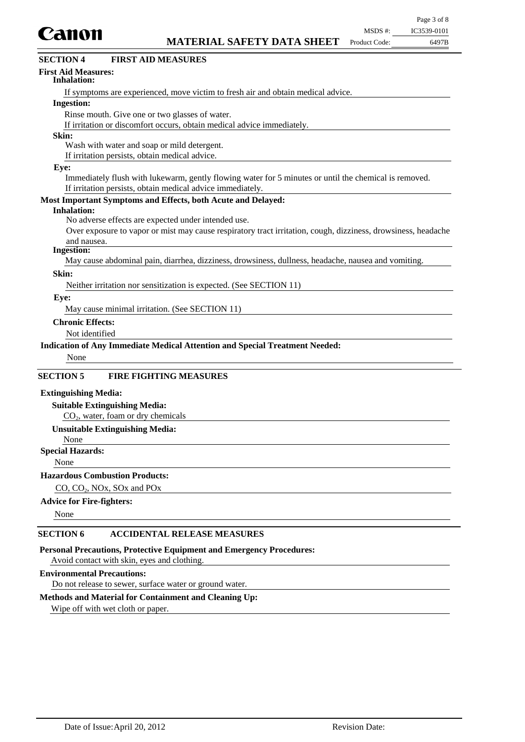## SECTION 4 FIRST AID MEASURES

**First Aid Measures:**

**Inhalation:**

If symptoms are experienced, move victim to fresh air and obtain medical advice.

**Ingestion:**

Rinse mouth. Give one or two glasses of water.
If irritation or discomfort occurs, obtain medical advice immediately.

**Skin:**

Wash with water and soap or mild detergent.
If irritation persists, obtain medical advice.

**Eye:**

Immediately flush with lukewarm, gently flowing water for 5 minutes or until the chemical is removed.
If irritation persists, obtain medical advice immediately.

**Most Important Symptoms and Effects, both Acute and Delayed:**

**Inhalation:**

No adverse effects are expected under intended use.
Over exposure to vapor or mist may cause respiratory tract irritation, cough, dizziness, drowsiness, headache and nausea.

**Ingestion:**

May cause abdominal pain, diarrhea, dizziness, drowsiness, dullness, headache, nausea and vomiting.

**Skin:**

Neither irritation nor sensitization is expected. (See SECTION 11)

**Eye:**

May cause minimal irritation. (See SECTION 11)

**Chronic Effects:**

Not identified

**Indication of Any Immediate Medical Attention and Special Treatment Needed:**

None

## SECTION 5 FIRE FIGHTING MEASURES

**Extinguishing Media:**

**Suitable Extinguishing Media:**

$CO_2$, water, foam or dry chemicals

**Unsuitable Extinguishing Media:**

None

**Special Hazards:**

None

**Hazardous Combustion Products:**

CO, $CO_2$, NOx, SOx and POx

**Advice for Fire-fighters:**

None

## SECTION 6 ACCIDENTAL RELEASE MEASURES

**Personal Precautions, Protective Equipment and Emergency Procedures:**

Avoid contact with skin, eyes and clothing.

**Environmental Precautions:**

Do not release to sewer, surface water or ground water.

**Methods and Material for Containment and Cleaning Up:**

Wipe off with wet cloth or paper.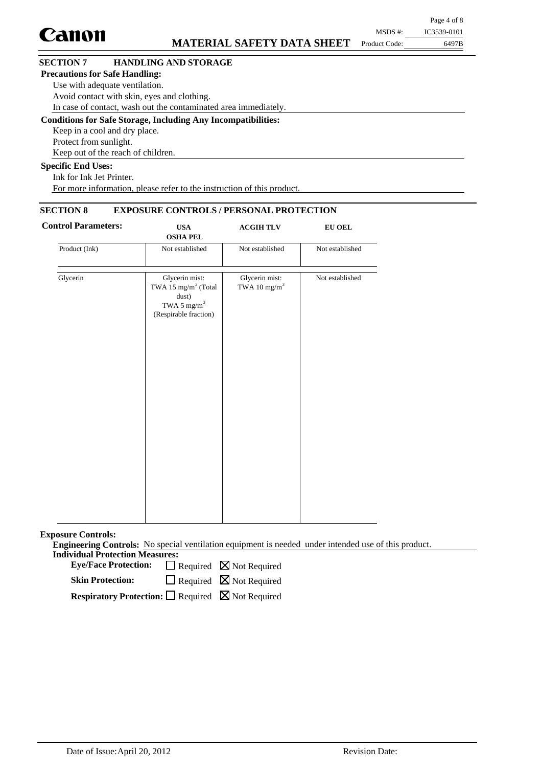## SECTION 7 HANDLING AND STORAGE

**Precautions for Safe Handling:**

Use with adequate ventilation.
Avoid contact with skin, eyes and clothing.
In case of contact, wash out the contaminated area immediately.

**Conditions for Safe Storage, Including Any Incompatibilities:**

Keep in a cool and dry place.
Protect from sunlight.
Keep out of the reach of children.

**Specific End Uses:**

Ink for Ink Jet Printer.
For more information, please refer to the instruction of this product.

## SECTION 8 EXPOSURE CONTROLS / PERSONAL PROTECTION

**Control Parameters:**

| | USA OSHA PEL | ACGIH TLV | EU OEL |
|---|---|---|---|
| Product (Ink) | Not established | Not established | Not established |
| Glycerin | Glycerin mist: TWA 15 $mg/m^3$ (Total dust) TWA 5 $mg/m^3$ (Respirable fraction) | Glycerin mist: TWA 10 $mg/m^3$ | Not established |

**Exposure Controls:**

**Engineering Controls:** No special ventilation equipment is needed under intended use of this product.

**Individual Protection Measures:**

**Eye/Face Protection:** ☐ Required ☒ Not Required

**Skin Protection:** ☐ Required ☒ Not Required

**Respiratory Protection:** ☐ Required ☒ Not Required

Date of Issue: April 20, 2012 Revision Date: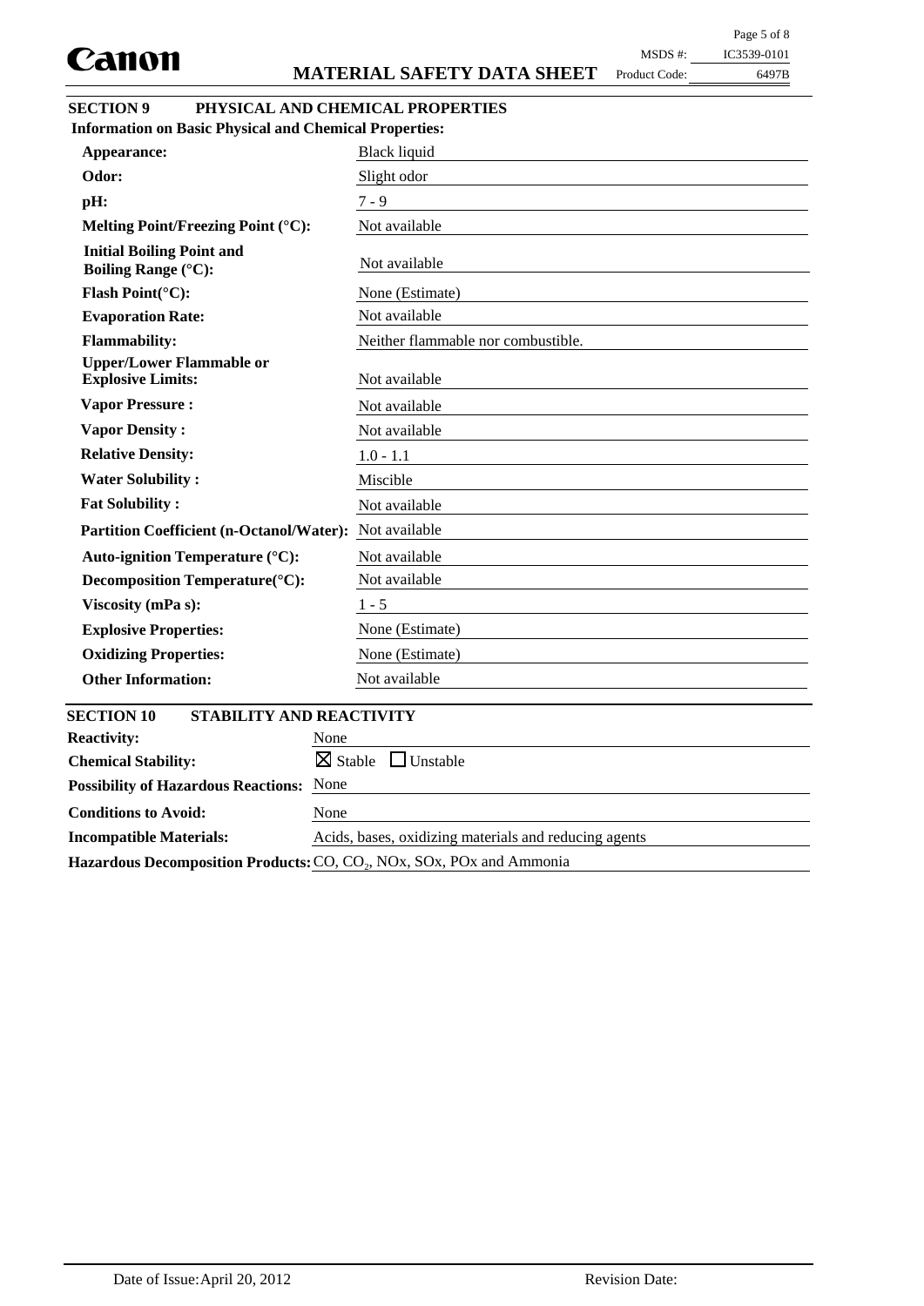## SECTION 9 PHYSICAL AND CHEMICAL PROPERTIES

**Information on Basic Physical and Chemical Properties:**

| Property | Value |
|---|---|
| **Appearance:** | Black liquid |
| **Odor:** | Slight odor |
| **pH:** | 7 - 9 |
| **Melting Point/Freezing Point (°C):** | Not available |
| **Initial Boiling Point and Boiling Range (°C):** | Not available |
| **Flash Point(°C):** | None (Estimate) |
| **Evaporation Rate:** | Not available |
| **Flammability:** | Neither flammable nor combustible. |
| **Upper/Lower Flammable or Explosive Limits:** | Not available |
| **Vapor Pressure :** | Not available |
| **Vapor Density :** | Not available |
| **Relative Density:** | 1.0 - 1.1 |
| **Water Solubility :** | Miscible |
| **Fat Solubility :** | Not available |
| **Partition Coefficient (n-Octanol/Water):** | Not available |
| **Auto-ignition Temperature (°C):** | Not available |
| **Decomposition Temperature(°C):** | Not available |
| **Viscosity (mPa s):** | 1 - 5 |
| **Explosive Properties:** | None (Estimate) |
| **Oxidizing Properties:** | None (Estimate) |
| **Other Information:** | Not available |

## SECTION 10 STABILITY AND REACTIVITY

| Item | Value |
|---|---|
| **Reactivity:** | None |
| **Chemical Stability:** | ☒ Stable ☐ Unstable |
| **Possibility of Hazardous Reactions:** | None |
| **Conditions to Avoid:** | None |
| **Incompatible Materials:** | Acids, bases, oxidizing materials and reducing agents |
| **Hazardous Decomposition Products:** | CO, $CO_2$, NOx, SOx, POx and Ammonia |

Date of Issue: April 20, 2012 Revision Date: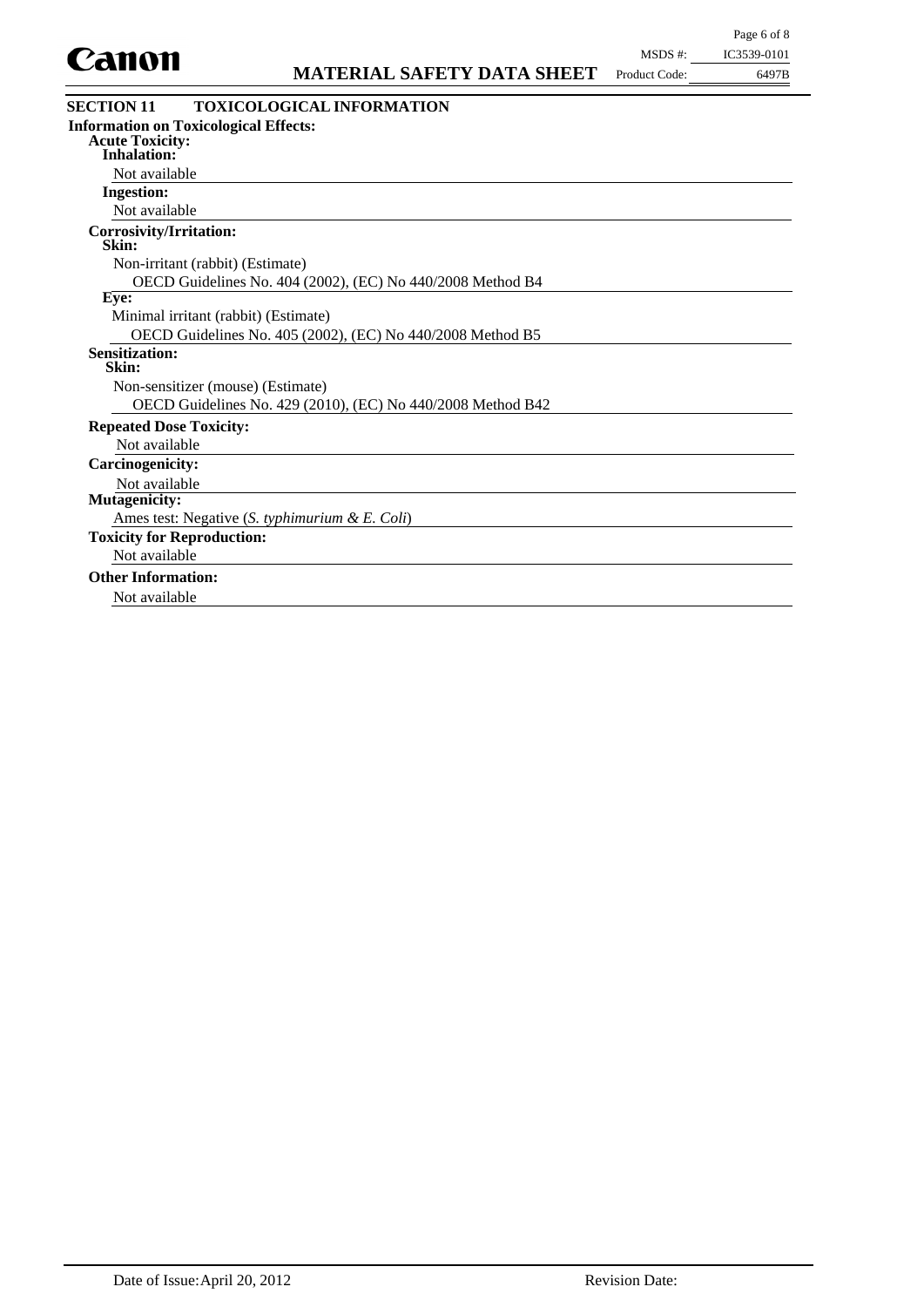## SECTION 11 TOXICOLOGICAL INFORMATION

**Information on Toxicological Effects:**

**Acute Toxicity:**

**Inhalation:**

Not available

**Ingestion:**

Not available

**Corrosivity/Irritation:**

**Skin:**

Non-irritant (rabbit) (Estimate)

OECD Guidelines No. 404 (2002), (EC) No 440/2008 Method B4

**Eye:**

Minimal irritant (rabbit) (Estimate)

OECD Guidelines No. 405 (2002), (EC) No 440/2008 Method B5

**Sensitization:**

**Skin:**

Non-sensitizer (mouse) (Estimate)

OECD Guidelines No. 429 (2010), (EC) No 440/2008 Method B42

**Repeated Dose Toxicity:**

Not available

**Carcinogenicity:**

Not available

**Mutagenicity:**

Ames test: Negative (*S. typhimurium & E. Coli*)

**Toxicity for Reproduction:**

Not available

**Other Information:**

Not available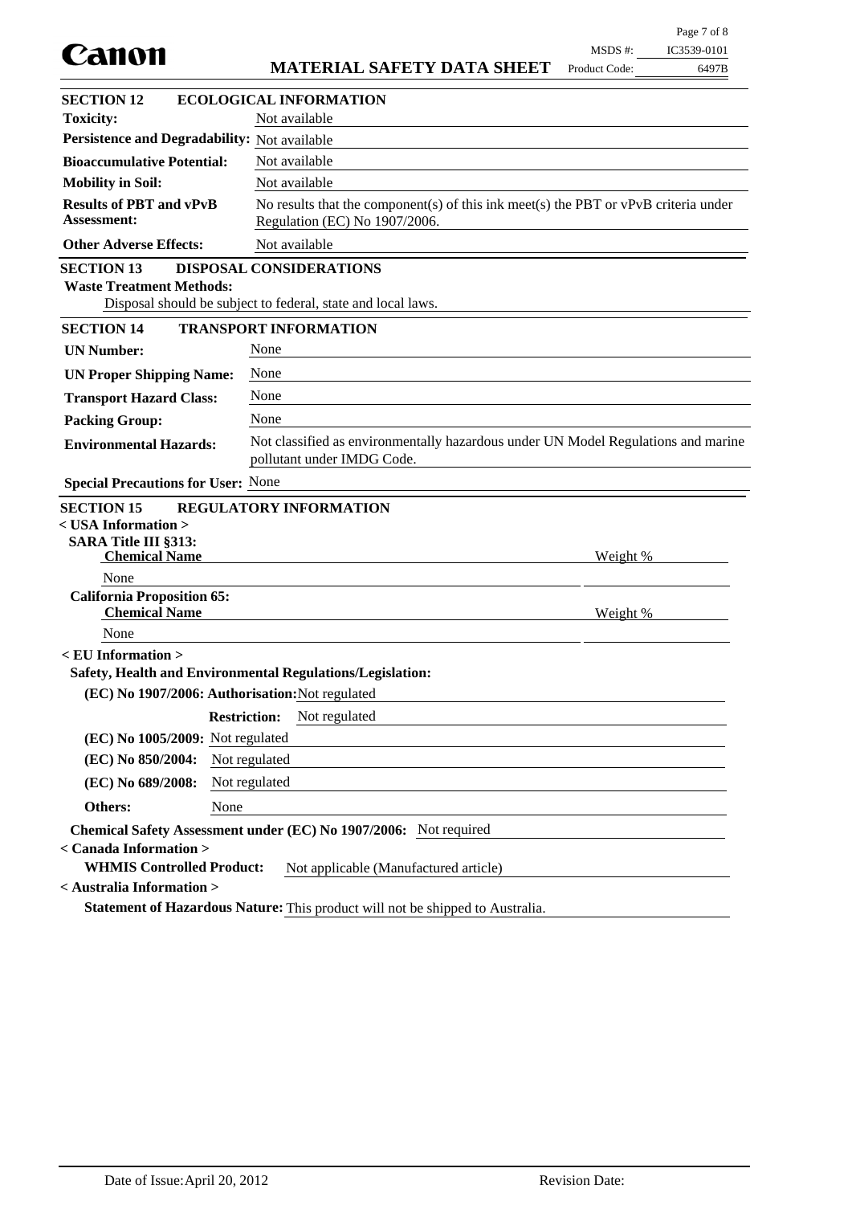## SECTION 12 ECOLOGICAL INFORMATION

| | |
|---|---|
| **Toxicity:** | Not available |
| **Persistence and Degradability:** | Not available |
| **Bioaccumulative Potential:** | Not available |
| **Mobility in Soil:** | Not available |
| **Results of PBT and vPvB Assessment:** | No results that the component(s) of this ink meet(s) the PBT or vPvB criteria under Regulation (EC) No 1907/2006. |
| **Other Adverse Effects:** | Not available |

## SECTION 13 DISPOSAL CONSIDERATIONS

**Waste Treatment Methods:**

Disposal should be subject to federal, state and local laws.

## SECTION 14 TRANSPORT INFORMATION

| | |
|---|---|
| **UN Number:** | None |
| **UN Proper Shipping Name:** | None |
| **Transport Hazard Class:** | None |
| **Packing Group:** | None |
| **Environmental Hazards:** | Not classified as environmentally hazardous under UN Model Regulations and marine pollutant under IMDG Code. |
| **Special Precautions for User:** | None |

## SECTION 15 REGULATORY INFORMATION

**< USA Information >**

**SARA Title III §313:**

| Chemical Name | Weight % |
|---|---|
| None | |

**California Proposition 65:**

| Chemical Name | Weight % |
|---|---|
| None | |

**< EU Information >**

**Safety, Health and Environmental Regulations/Legislation:**

**(EC) No 1907/2006: Authorisation:** Not regulated

**Restriction:** Not regulated

**(EC) No 1005/2009:** Not regulated

**(EC) No 850/2004:** Not regulated

**(EC) No 689/2008:** Not regulated

**Others:** None

**Chemical Safety Assessment under (EC) No 1907/2006:** Not required

**< Canada Information >**

**WHMIS Controlled Product:** Not applicable (Manufactured article)

**< Australia Information >**

**Statement of Hazardous Nature:** This product will not be shipped to Australia.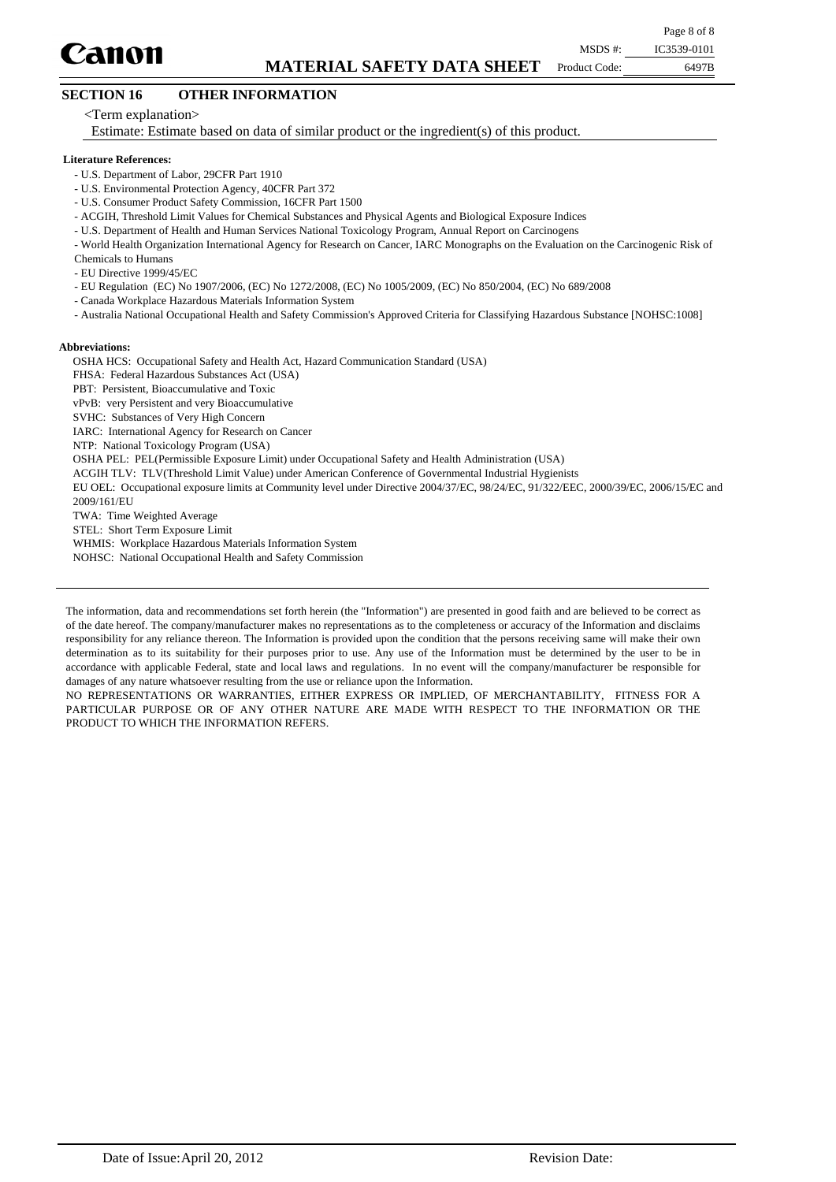## SECTION 16 OTHER INFORMATION

<Term explanation>

Estimate: Estimate based on data of similar product or the ingredient(s) of this product.

**Literature References:**

- U.S. Department of Labor, 29CFR Part 1910
- U.S. Environmental Protection Agency, 40CFR Part 372
- U.S. Consumer Product Safety Commission, 16CFR Part 1500
- ACGIH, Threshold Limit Values for Chemical Substances and Physical Agents and Biological Exposure Indices
- U.S. Department of Health and Human Services National Toxicology Program, Annual Report on Carcinogens
- World Health Organization International Agency for Research on Cancer, IARC Monographs on the Evaluation on the Carcinogenic Risk of Chemicals to Humans
- EU Directive 1999/45/EC
- EU Regulation (EC) No 1907/2006, (EC) No 1272/2008, (EC) No 1005/2009, (EC) No 850/2004, (EC) No 689/2008
- Canada Workplace Hazardous Materials Information System
- Australia National Occupational Health and Safety Commission's Approved Criteria for Classifying Hazardous Substance [NOHSC:1008]

**Abbreviations:**

OSHA HCS: Occupational Safety and Health Act, Hazard Communication Standard (USA)
FHSA: Federal Hazardous Substances Act (USA)
PBT: Persistent, Bioaccumulative and Toxic
vPvB: very Persistent and very Bioaccumulative
SVHC: Substances of Very High Concern
IARC: International Agency for Research on Cancer
NTP: National Toxicology Program (USA)
OSHA PEL: PEL(Permissible Exposure Limit) under Occupational Safety and Health Administration (USA)
ACGIH TLV: TLV(Threshold Limit Value) under American Conference of Governmental Industrial Hygienists
EU OEL: Occupational exposure limits at Community level under Directive 2004/37/EC, 98/24/EC, 91/322/EEC, 2000/39/EC, 2006/15/EC and 2009/161/EU
TWA: Time Weighted Average
STEL: Short Term Exposure Limit
WHMIS: Workplace Hazardous Materials Information System
NOHSC: National Occupational Health and Safety Commission

---

The information, data and recommendations set forth herein (the "Information") are presented in good faith and are believed to be correct as of the date hereof. The company/manufacturer makes no representations as to the completeness or accuracy of the Information and disclaims responsibility for any reliance thereon. The Information is provided upon the condition that the persons receiving same will make their own determination as to its suitability for their purposes prior to use. Any use of the Information must be determined by the user to be in accordance with applicable Federal, state and local laws and regulations. In no event will the company/manufacturer be responsible for damages of any nature whatsoever resulting from the use or reliance upon the Information.

NO REPRESENTATIONS OR WARRANTIES, EITHER EXPRESS OR IMPLIED, OF MERCHANTABILITY, FITNESS FOR A PARTICULAR PURPOSE OR OF ANY OTHER NATURE ARE MADE WITH RESPECT TO THE INFORMATION OR THE PRODUCT TO WHICH THE INFORMATION REFERS.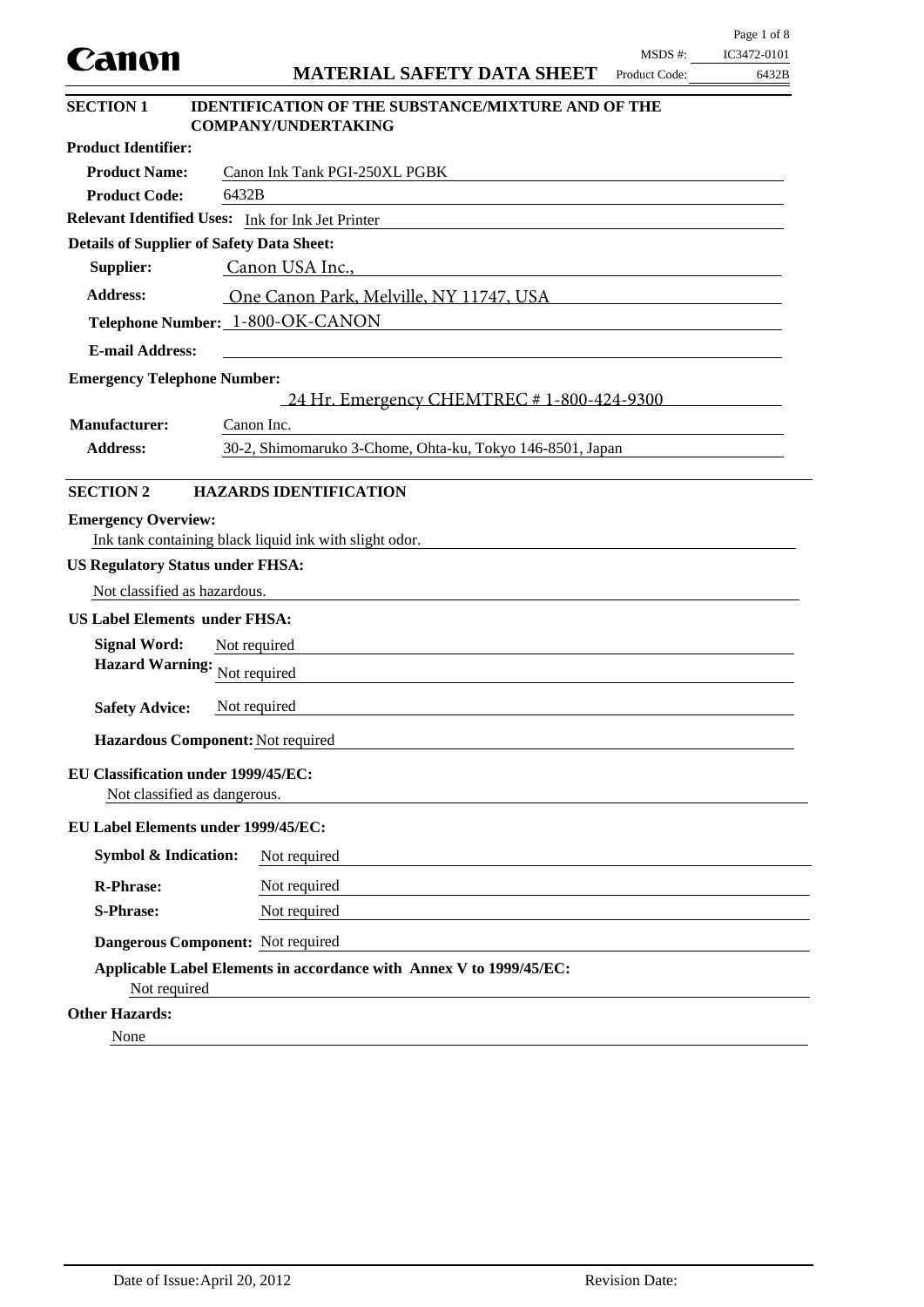# Canon

## MATERIAL SAFETY DATA SHEET

MSDS #: IC3472-0101
Product Code: 6432B

## SECTION 1 IDENTIFICATION OF THE SUBSTANCE/MIXTURE AND OF THE COMPANY/UNDERTAKING

**Product Identifier:**

**Product Name:** Canon Ink Tank PGI-250XL PGBK

**Product Code:** 6432B

**Relevant Identified Uses:** Ink for Ink Jet Printer

**Details of Supplier of Safety Data Sheet:**

**Supplier:** Canon USA Inc.,

**Address:** One Canon Park, Melville, NY 11747, USA

**Telephone Number:** 1-800-OK-CANON

**E-mail Address:**

**Emergency Telephone Number:**
24 Hr. Emergency CHEMTREC # 1-800-424-9300

**Manufacturer:** Canon Inc.

**Address:** 30-2, Shimomaruko 3-Chome, Ohta-ku, Tokyo 146-8501, Japan

## SECTION 2 HAZARDS IDENTIFICATION

**Emergency Overview:**
Ink tank containing black liquid ink with slight odor.

**US Regulatory Status under FHSA:**
Not classified as hazardous.

**US Label Elements under FHSA:**

**Signal Word:** Not required

**Hazard Warning:** Not required

**Safety Advice:** Not required

**Hazardous Component:** Not required

**EU Classification under 1999/45/EC:**
Not classified as dangerous.

**EU Label Elements under 1999/45/EC:**

**Symbol & Indication:** Not required

**R-Phrase:** Not required

**S-Phrase:** Not required

**Dangerous Component:** Not required

**Applicable Label Elements in accordance with Annex V to 1999/45/EC:**
Not required

**Other Hazards:**
None

Date of Issue: April 20, 2012 Revision Date: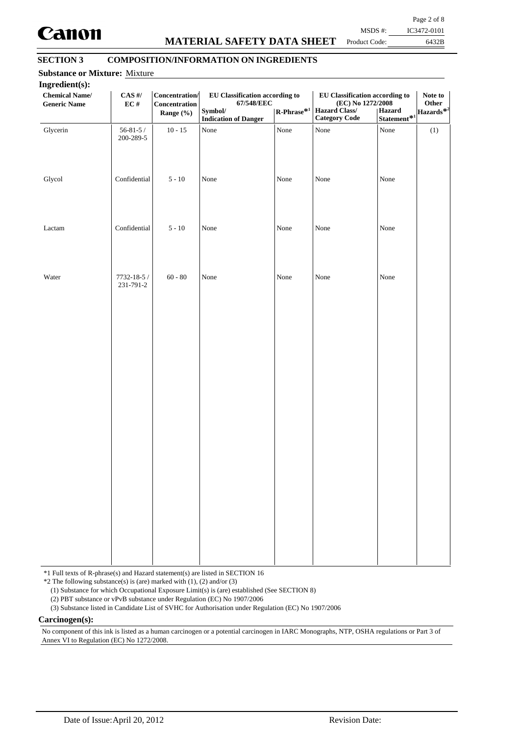## SECTION 3 COMPOSITION/INFORMATION ON INGREDIENTS

**Substance or Mixture:** Mixture

**Ingredient(s):**

| Chemical Name/ Generic Name | CAS #/ EC # | Concentration/ Concentration Range (%) | EU Classification according to 67/548/EEC | | EU Classification according to (EC) No 1272/2008 | | Note to Other Hazards*[2] |
|---|---|---|---|---|---|---|---|
| | | | Symbol/ Indication of Danger | R-Phrase*[1] | Hazard Class/ Category Code | Hazard Statement*[1] | |
| Glycerin | 56-81-5 / 200-289-5 | 10 - 15 | None | None | None | None | (1) |
| Glycol | Confidential | 5 - 10 | None | None | None | None | |
| Lactam | Confidential | 5 - 10 | None | None | None | None | |
| Water | 7732-18-5 / 231-791-2 | 60 - 80 | None | None | None | None | |

*1 Full texts of R-phrase(s) and Hazard statement(s) are listed in SECTION 16

*2 The following substance(s) is (are) marked with (1), (2) and/or (3)

(1) Substance for which Occupational Exposure Limit(s) is (are) established (See SECTION 8)

(2) PBT substance or vPvB substance under Regulation (EC) No 1907/2006

(3) Substance listed in Candidate List of SVHC for Authorisation under Regulation (EC) No 1907/2006

**Carcinogen(s):**

No component of this ink is listed as a human carcinogen or a potential carcinogen in IARC Monographs, NTP, OSHA regulations or Part 3 of Annex VI to Regulation (EC) No 1272/2008.

Date of Issue: April 20, 2012 Revision Date: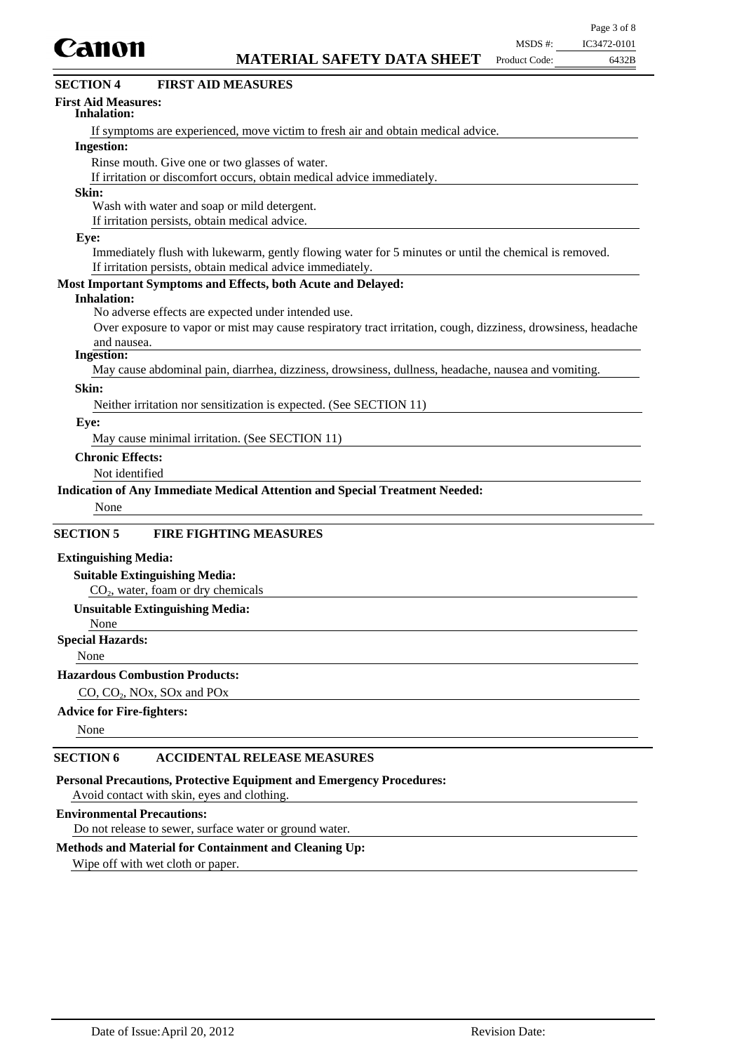## SECTION 4 FIRST AID MEASURES

**First Aid Measures:**

**Inhalation:**

If symptoms are experienced, move victim to fresh air and obtain medical advice.

**Ingestion:**

Rinse mouth. Give one or two glasses of water.
If irritation or discomfort occurs, obtain medical advice immediately.

**Skin:**

Wash with water and soap or mild detergent.
If irritation persists, obtain medical advice.

**Eye:**

Immediately flush with lukewarm, gently flowing water for 5 minutes or until the chemical is removed.
If irritation persists, obtain medical advice immediately.

**Most Important Symptoms and Effects, both Acute and Delayed:**

**Inhalation:**

No adverse effects are expected under intended use.
Over exposure to vapor or mist may cause respiratory tract irritation, cough, dizziness, drowsiness, headache and nausea.

**Ingestion:**

May cause abdominal pain, diarrhea, dizziness, drowsiness, dullness, headache, nausea and vomiting.

**Skin:**

Neither irritation nor sensitization is expected. (See SECTION 11)

**Eye:**

May cause minimal irritation. (See SECTION 11)

**Chronic Effects:**

Not identified

**Indication of Any Immediate Medical Attention and Special Treatment Needed:**

None

## SECTION 5 FIRE FIGHTING MEASURES

**Extinguishing Media:**

**Suitable Extinguishing Media:**

$CO_2$, water, foam or dry chemicals

**Unsuitable Extinguishing Media:**

None

**Special Hazards:**

None

**Hazardous Combustion Products:**

CO, $CO_2$, NOx, SOx and POx

**Advice for Fire-fighters:**

None

## SECTION 6 ACCIDENTAL RELEASE MEASURES

**Personal Precautions, Protective Equipment and Emergency Procedures:**

Avoid contact with skin, eyes and clothing.

**Environmental Precautions:**

Do not release to sewer, surface water or ground water.

**Methods and Material for Containment and Cleaning Up:**

Wipe off with wet cloth or paper.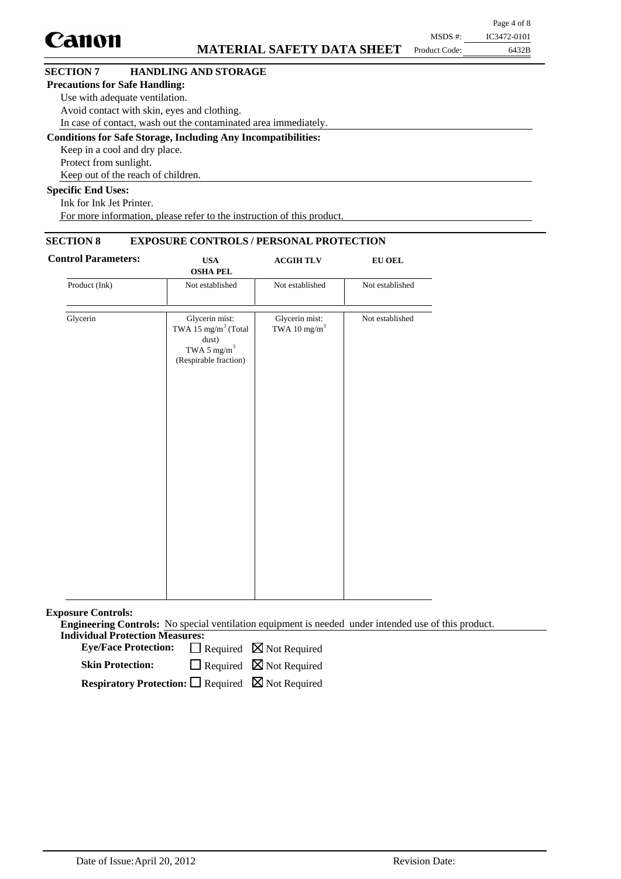## SECTION 7 HANDLING AND STORAGE

**Precautions for Safe Handling:**

Use with adequate ventilation.
Avoid contact with skin, eyes and clothing.
In case of contact, wash out the contaminated area immediately.

**Conditions for Safe Storage, Including Any Incompatibilities:**

Keep in a cool and dry place.
Protect from sunlight.
Keep out of the reach of children.

**Specific End Uses:**

Ink for Ink Jet Printer.
For more information, please refer to the instruction of this product.

## SECTION 8 EXPOSURE CONTROLS / PERSONAL PROTECTION

**Control Parameters:**

| | USA OSHA PEL | ACGIH TLV | EU OEL |
|---|---|---|---|
| Product (Ink) | Not established | Not established | Not established |
| Glycerin | Glycerin mist: TWA 15 mg/m$^3$ (Total dust) TWA 5 mg/m$^3$ (Respirable fraction) | Glycerin mist: TWA 10 mg/m$^3$ | Not established |

**Exposure Controls:**

**Engineering Controls:** No special ventilation equipment is needed under intended use of this product.

**Individual Protection Measures:**

**Eye/Face Protection:** ☐ Required ☒ Not Required

**Skin Protection:** ☐ Required ☒ Not Required

**Respiratory Protection:** ☐ Required ☒ Not Required

Date of Issue: April 20, 2012 Revision Date: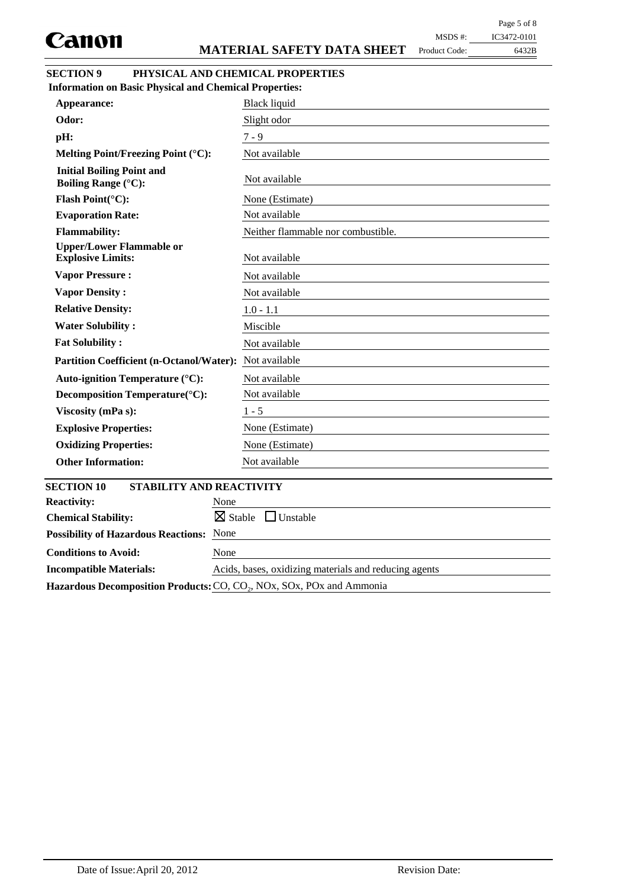## SECTION 9 PHYSICAL AND CHEMICAL PROPERTIES

**Information on Basic Physical and Chemical Properties:**

| Property | Value |
|---|---|
| **Appearance:** | Black liquid |
| **Odor:** | Slight odor |
| **pH:** | 7 - 9 |
| **Melting Point/Freezing Point (°C):** | Not available |
| **Initial Boiling Point and Boiling Range (°C):** | Not available |
| **Flash Point(°C):** | None (Estimate) |
| **Evaporation Rate:** | Not available |
| **Flammability:** | Neither flammable nor combustible. |
| **Upper/Lower Flammable or Explosive Limits:** | Not available |
| **Vapor Pressure :** | Not available |
| **Vapor Density :** | Not available |
| **Relative Density:** | 1.0 - 1.1 |
| **Water Solubility :** | Miscible |
| **Fat Solubility :** | Not available |
| **Partition Coefficient (n-Octanol/Water):** | Not available |
| **Auto-ignition Temperature (°C):** | Not available |
| **Decomposition Temperature(°C):** | Not available |
| **Viscosity (mPa s):** | 1 - 5 |
| **Explosive Properties:** | None (Estimate) |
| **Oxidizing Properties:** | None (Estimate) |
| **Other Information:** | Not available |

## SECTION 10 STABILITY AND REACTIVITY

| Property | Value |
|---|---|
| **Reactivity:** | None |
| **Chemical Stability:** | ☒ Stable ☐ Unstable |
| **Possibility of Hazardous Reactions:** | None |
| **Conditions to Avoid:** | None |
| **Incompatible Materials:** | Acids, bases, oxidizing materials and reducing agents |
| **Hazardous Decomposition Products:** | CO, $CO_2$, NOx, SOx, POx and Ammonia |

Date of Issue: April 20, 2012 Revision Date: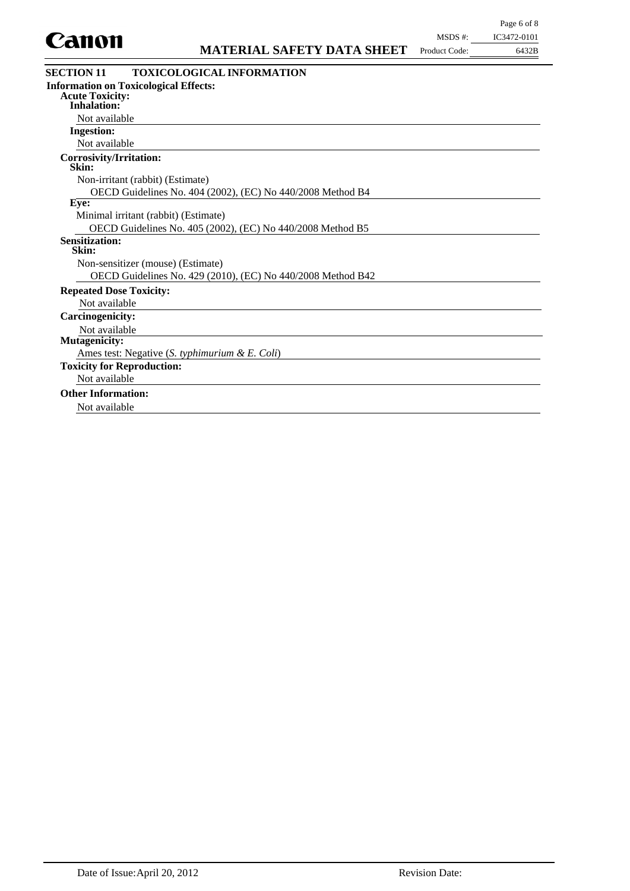## SECTION 11 TOXICOLOGICAL INFORMATION

**Information on Toxicological Effects:**

**Acute Toxicity:**

**Inhalation:**

Not available

**Ingestion:**

Not available

**Corrosivity/Irritation:**

**Skin:**

Non-irritant (rabbit) (Estimate)

OECD Guidelines No. 404 (2002), (EC) No 440/2008 Method B4

**Eye:**

Minimal irritant (rabbit) (Estimate)

OECD Guidelines No. 405 (2002), (EC) No 440/2008 Method B5

**Sensitization:**

**Skin:**

Non-sensitizer (mouse) (Estimate)

OECD Guidelines No. 429 (2010), (EC) No 440/2008 Method B42

**Repeated Dose Toxicity:**

Not available

**Carcinogenicity:**

Not available

**Mutagenicity:**

Ames test: Negative (*S. typhimurium & E. Coli*)

**Toxicity for Reproduction:**

Not available

**Other Information:**

Not available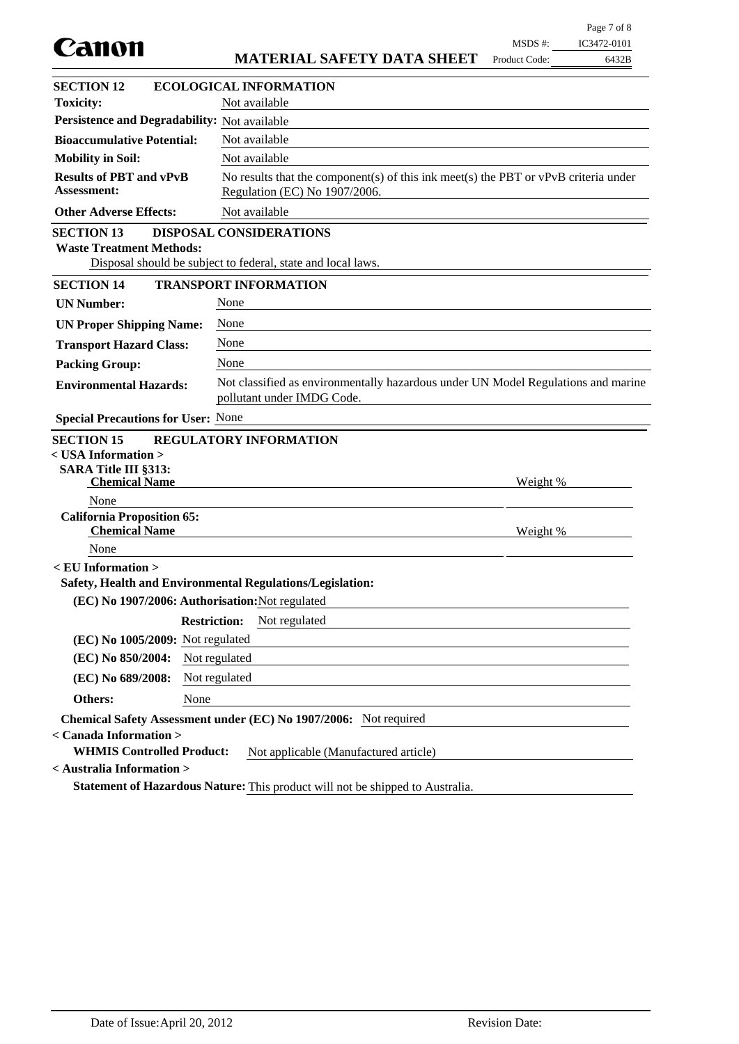## SECTION 12 ECOLOGICAL INFORMATION

| | |
|---|---|
| **Toxicity:** | Not available |
| **Persistence and Degradability:** | Not available |
| **Bioaccumulative Potential:** | Not available |
| **Mobility in Soil:** | Not available |
| **Results of PBT and vPvB Assessment:** | No results that the component(s) of this ink meet(s) the PBT or vPvB criteria under Regulation (EC) No 1907/2006. |
| **Other Adverse Effects:** | Not available |

## SECTION 13 DISPOSAL CONSIDERATIONS

**Waste Treatment Methods:**

Disposal should be subject to federal, state and local laws.

## SECTION 14 TRANSPORT INFORMATION

| | |
|---|---|
| **UN Number:** | None |
| **UN Proper Shipping Name:** | None |
| **Transport Hazard Class:** | None |
| **Packing Group:** | None |
| **Environmental Hazards:** | Not classified as environmentally hazardous under UN Model Regulations and marine pollutant under IMDG Code. |
| **Special Precautions for User:** | None |

## SECTION 15 REGULATORY INFORMATION

**< USA Information >**

**SARA Title III §313:**

| Chemical Name | Weight % |
|---|---|
| None | |

**California Proposition 65:**

| Chemical Name | Weight % |
|---|---|
| None | |

**< EU Information >**

**Safety, Health and Environmental Regulations/Legislation:**

**(EC) No 1907/2006: Authorisation:** Not regulated

**Restriction:** Not regulated

**(EC) No 1005/2009:** Not regulated

**(EC) No 850/2004:** Not regulated

**(EC) No 689/2008:** Not regulated

**Others:** None

**Chemical Safety Assessment under (EC) No 1907/2006:** Not required

**< Canada Information >**

**WHMIS Controlled Product:** Not applicable (Manufactured article)

**< Australia Information >**

**Statement of Hazardous Nature:** This product will not be shipped to Australia.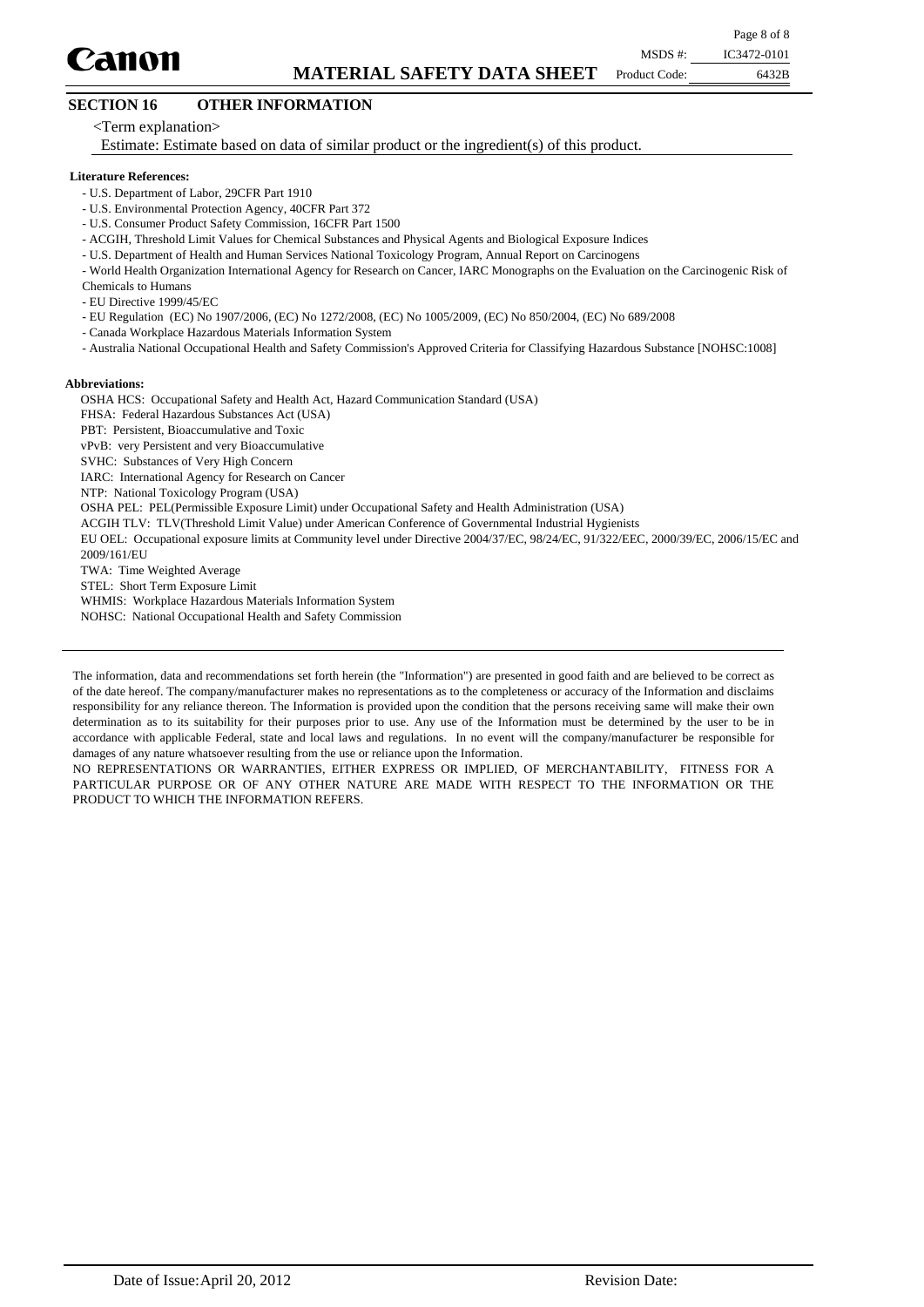## SECTION 16 OTHER INFORMATION

<Term explanation>

Estimate: Estimate based on data of similar product or the ingredient(s) of this product.

**Literature References:**

- U.S. Department of Labor, 29CFR Part 1910
- U.S. Environmental Protection Agency, 40CFR Part 372
- U.S. Consumer Product Safety Commission, 16CFR Part 1500
- ACGIH, Threshold Limit Values for Chemical Substances and Physical Agents and Biological Exposure Indices
- U.S. Department of Health and Human Services National Toxicology Program, Annual Report on Carcinogens
- World Health Organization International Agency for Research on Cancer, IARC Monographs on the Evaluation on the Carcinogenic Risk of Chemicals to Humans
- EU Directive 1999/45/EC
- EU Regulation (EC) No 1907/2006, (EC) No 1272/2008, (EC) No 1005/2009, (EC) No 850/2004, (EC) No 689/2008
- Canada Workplace Hazardous Materials Information System
- Australia National Occupational Health and Safety Commission's Approved Criteria for Classifying Hazardous Substance [NOHSC:1008]

**Abbreviations:**

OSHA HCS: Occupational Safety and Health Act, Hazard Communication Standard (USA)
FHSA: Federal Hazardous Substances Act (USA)
PBT: Persistent, Bioaccumulative and Toxic
vPvB: very Persistent and very Bioaccumulative
SVHC: Substances of Very High Concern
IARC: International Agency for Research on Cancer
NTP: National Toxicology Program (USA)
OSHA PEL: PEL(Permissible Exposure Limit) under Occupational Safety and Health Administration (USA)
ACGIH TLV: TLV(Threshold Limit Value) under American Conference of Governmental Industrial Hygienists
EU OEL: Occupational exposure limits at Community level under Directive 2004/37/EC, 98/24/EC, 91/322/EEC, 2000/39/EC, 2006/15/EC and 2009/161/EU
TWA: Time Weighted Average
STEL: Short Term Exposure Limit
WHMIS: Workplace Hazardous Materials Information System
NOHSC: National Occupational Health and Safety Commission

---

The information, data and recommendations set forth herein (the "Information") are presented in good faith and are believed to be correct as of the date hereof. The company/manufacturer makes no representations as to the completeness or accuracy of the Information and disclaims responsibility for any reliance thereon. The Information is provided upon the condition that the persons receiving same will make their own determination as to its suitability for their purposes prior to use. Any use of the Information must be determined by the user to be in accordance with applicable Federal, state and local laws and regulations. In no event will the company/manufacturer be responsible for damages of any nature whatsoever resulting from the use or reliance upon the Information.

NO REPRESENTATIONS OR WARRANTIES, EITHER EXPRESS OR IMPLIED, OF MERCHANTABILITY, FITNESS FOR A PARTICULAR PURPOSE OR OF ANY OTHER NATURE ARE MADE WITH RESPECT TO THE INFORMATION OR THE PRODUCT TO WHICH THE INFORMATION REFERS.